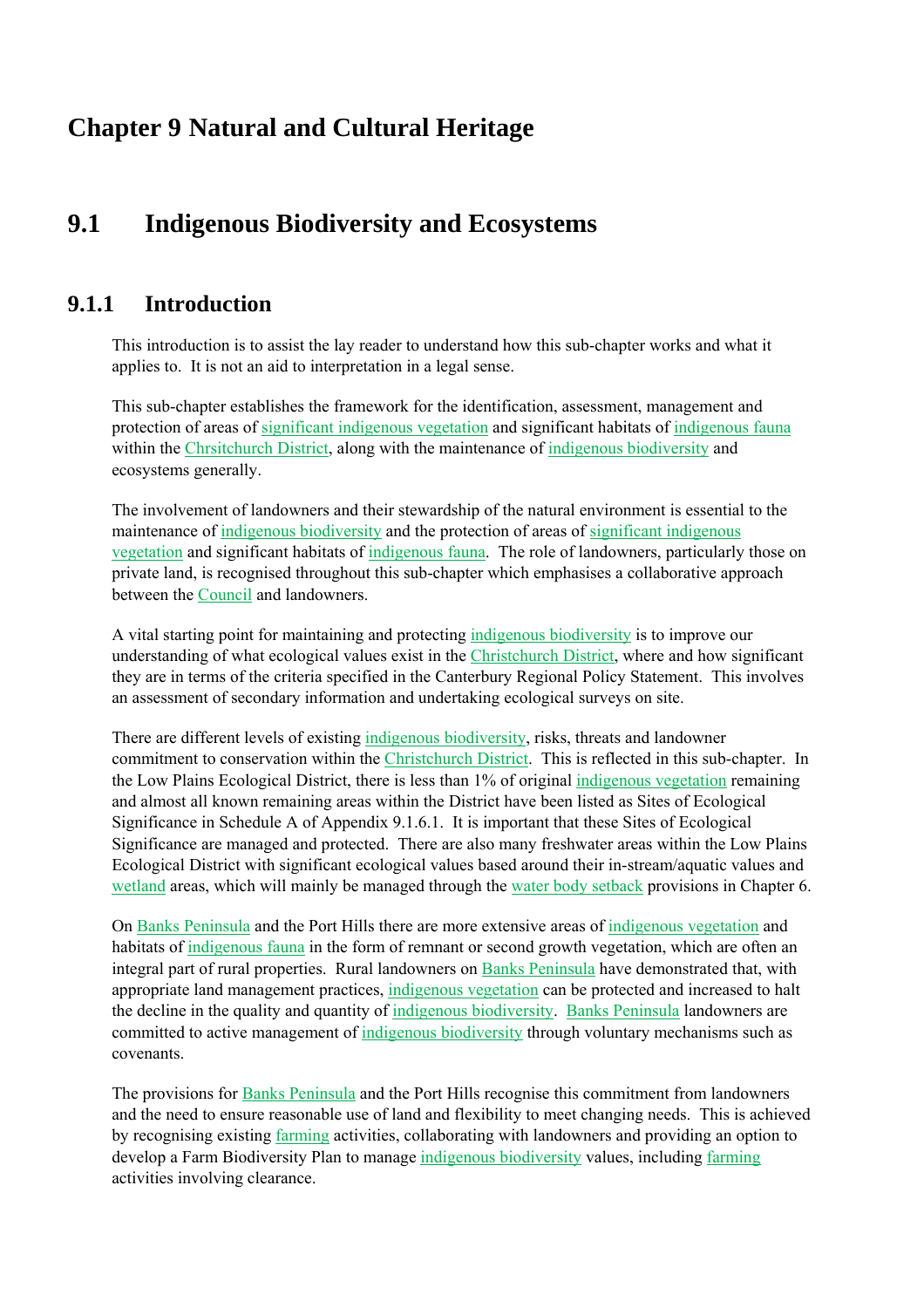# Chapter 9 Natural and Cultural Heritage

## 9.1 Indigenous Biodiversity and Ecosystems

### 9.1.1 Introduction

This introduction is to assist the lay reader to understand how this sub-chapter works and what it applies to. It is not an aid to interpretation in a legal sense.

This sub-chapter establishes the framework for the identification, assessment, management and protection of areas of significant indigenous vegetation and significant habitats of indigenous fauna within the Chrsitchurch District, along with the maintenance of indigenous biodiversity and ecosystems generally.

The involvement of landowners and their stewardship of the natural environment is essential to the maintenance of indigenous biodiversity and the protection of areas of significant indigenous vegetation and significant habitats of indigenous fauna. The role of landowners, particularly those on private land, is recognised throughout this sub-chapter which emphasises a collaborative approach between the Council and landowners.

A vital starting point for maintaining and protecting indigenous biodiversity is to improve our understanding of what ecological values exist in the Christchurch District, where and how significant they are in terms of the criteria specified in the Canterbury Regional Policy Statement. This involves an assessment of secondary information and undertaking ecological surveys on site.

There are different levels of existing indigenous biodiversity, risks, threats and landowner commitment to conservation within the Christchurch District. This is reflected in this sub-chapter. In the Low Plains Ecological District, there is less than 1% of original indigenous vegetation remaining and almost all known remaining areas within the District have been listed as Sites of Ecological Significance in Schedule A of Appendix 9.1.6.1. It is important that these Sites of Ecological Significance are managed and protected. There are also many freshwater areas within the Low Plains Ecological District with significant ecological values based around their in-stream/aquatic values and wetland areas, which will mainly be managed through the water body setback provisions in Chapter 6.

On Banks Peninsula and the Port Hills there are more extensive areas of indigenous vegetation and habitats of indigenous fauna in the form of remnant or second growth vegetation, which are often an integral part of rural properties. Rural landowners on Banks Peninsula have demonstrated that, with appropriate land management practices, indigenous vegetation can be protected and increased to halt the decline in the quality and quantity of indigenous biodiversity. Banks Peninsula landowners are committed to active management of indigenous biodiversity through voluntary mechanisms such as covenants.

The provisions for Banks Peninsula and the Port Hills recognise this commitment from landowners and the need to ensure reasonable use of land and flexibility to meet changing needs. This is achieved by recognising existing farming activities, collaborating with landowners and providing an option to develop a Farm Biodiversity Plan to manage indigenous biodiversity values, including farming activities involving clearance.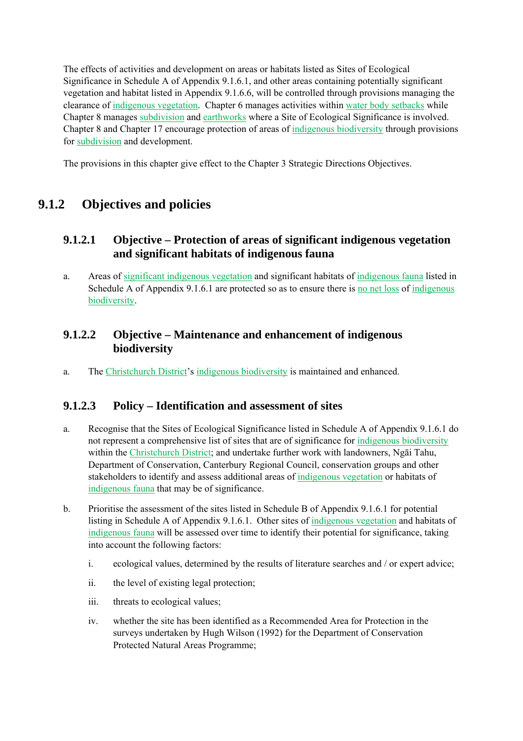The effects of activities and development on areas or habitats listed as Sites of Ecological Significance in Schedule A of Appendix 9.1.6.1, and other areas containing potentially significant vegetation and habitat listed in Appendix 9.1.6.6, will be controlled through provisions managing the clearance of indigenous vegetation. Chapter 6 manages activities within water body setbacks while Chapter 8 manages subdivision and earthworks where a Site of Ecological Significance is involved. Chapter 8 and Chapter 17 encourage protection of areas of indigenous biodiversity through provisions for subdivision and development.

The provisions in this chapter give effect to the Chapter 3 Strategic Directions Objectives.

## 9.1.2 Objectives and policies

### 9.1.2.1 Objective – Protection of areas of significant indigenous vegetation and significant habitats of indigenous fauna

a. Areas of significant indigenous vegetation and significant habitats of indigenous fauna listed in Schedule A of Appendix 9.1.6.1 are protected so as to ensure there is no net loss of indigenous biodiversity.

### 9.1.2.2 Objective – Maintenance and enhancement of indigenous biodiversity

a. The Christchurch District's indigenous biodiversity is maintained and enhanced.

### 9.1.2.3 Policy – Identification and assessment of sites

a. Recognise that the Sites of Ecological Significance listed in Schedule A of Appendix 9.1.6.1 do not represent a comprehensive list of sites that are of significance for indigenous biodiversity within the Christchurch District; and undertake further work with landowners, Ngāi Tahu, Department of Conservation, Canterbury Regional Council, conservation groups and other stakeholders to identify and assess additional areas of indigenous vegetation or habitats of indigenous fauna that may be of significance.

b. Prioritise the assessment of the sites listed in Schedule B of Appendix 9.1.6.1 for potential listing in Schedule A of Appendix 9.1.6.1. Other sites of indigenous vegetation and habitats of indigenous fauna will be assessed over time to identify their potential for significance, taking into account the following factors:

   i. ecological values, determined by the results of literature searches and / or expert advice;

   ii. the level of existing legal protection;

   iii. threats to ecological values;

   iv. whether the site has been identified as a Recommended Area for Protection in the surveys undertaken by Hugh Wilson (1992) for the Department of Conservation Protected Natural Areas Programme;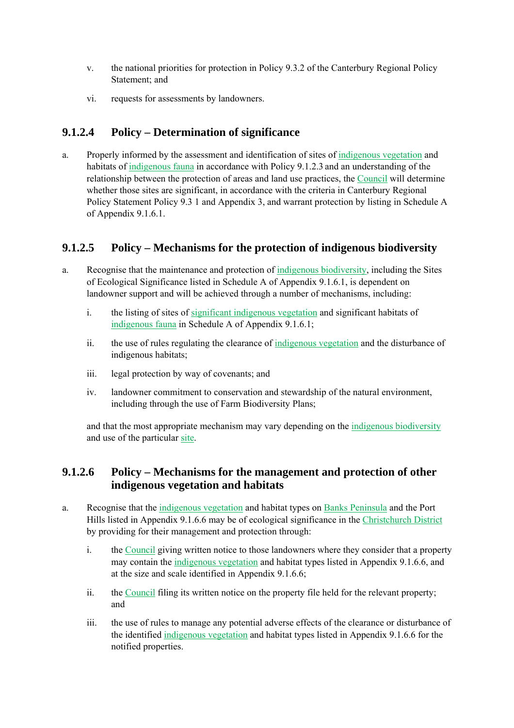v. the national priorities for protection in Policy 9.3.2 of the Canterbury Regional Policy Statement; and

vi. requests for assessments by landowners.

### 9.1.2.4 Policy – Determination of significance

a. Properly informed by the assessment and identification of sites of indigenous vegetation and habitats of indigenous fauna in accordance with Policy 9.1.2.3 and an understanding of the relationship between the protection of areas and land use practices, the Council will determine whether those sites are significant, in accordance with the criteria in Canterbury Regional Policy Statement Policy 9.3 1 and Appendix 3, and warrant protection by listing in Schedule A of Appendix 9.1.6.1.

### 9.1.2.5 Policy – Mechanisms for the protection of indigenous biodiversity

a. Recognise that the maintenance and protection of indigenous biodiversity, including the Sites of Ecological Significance listed in Schedule A of Appendix 9.1.6.1, is dependent on landowner support and will be achieved through a number of mechanisms, including:

   i. the listing of sites of significant indigenous vegetation and significant habitats of indigenous fauna in Schedule A of Appendix 9.1.6.1;

   ii. the use of rules regulating the clearance of indigenous vegetation and the disturbance of indigenous habitats;

   iii. legal protection by way of covenants; and

   iv. landowner commitment to conservation and stewardship of the natural environment, including through the use of Farm Biodiversity Plans;

   and that the most appropriate mechanism may vary depending on the indigenous biodiversity and use of the particular site.

### 9.1.2.6 Policy – Mechanisms for the management and protection of other indigenous vegetation and habitats

a. Recognise that the indigenous vegetation and habitat types on Banks Peninsula and the Port Hills listed in Appendix 9.1.6.6 may be of ecological significance in the Christchurch District by providing for their management and protection through:

   i. the Council giving written notice to those landowners where they consider that a property may contain the indigenous vegetation and habitat types listed in Appendix 9.1.6.6, and at the size and scale identified in Appendix 9.1.6.6;

   ii. the Council filing its written notice on the property file held for the relevant property; and

   iii. the use of rules to manage any potential adverse effects of the clearance or disturbance of the identified indigenous vegetation and habitat types listed in Appendix 9.1.6.6 for the notified properties.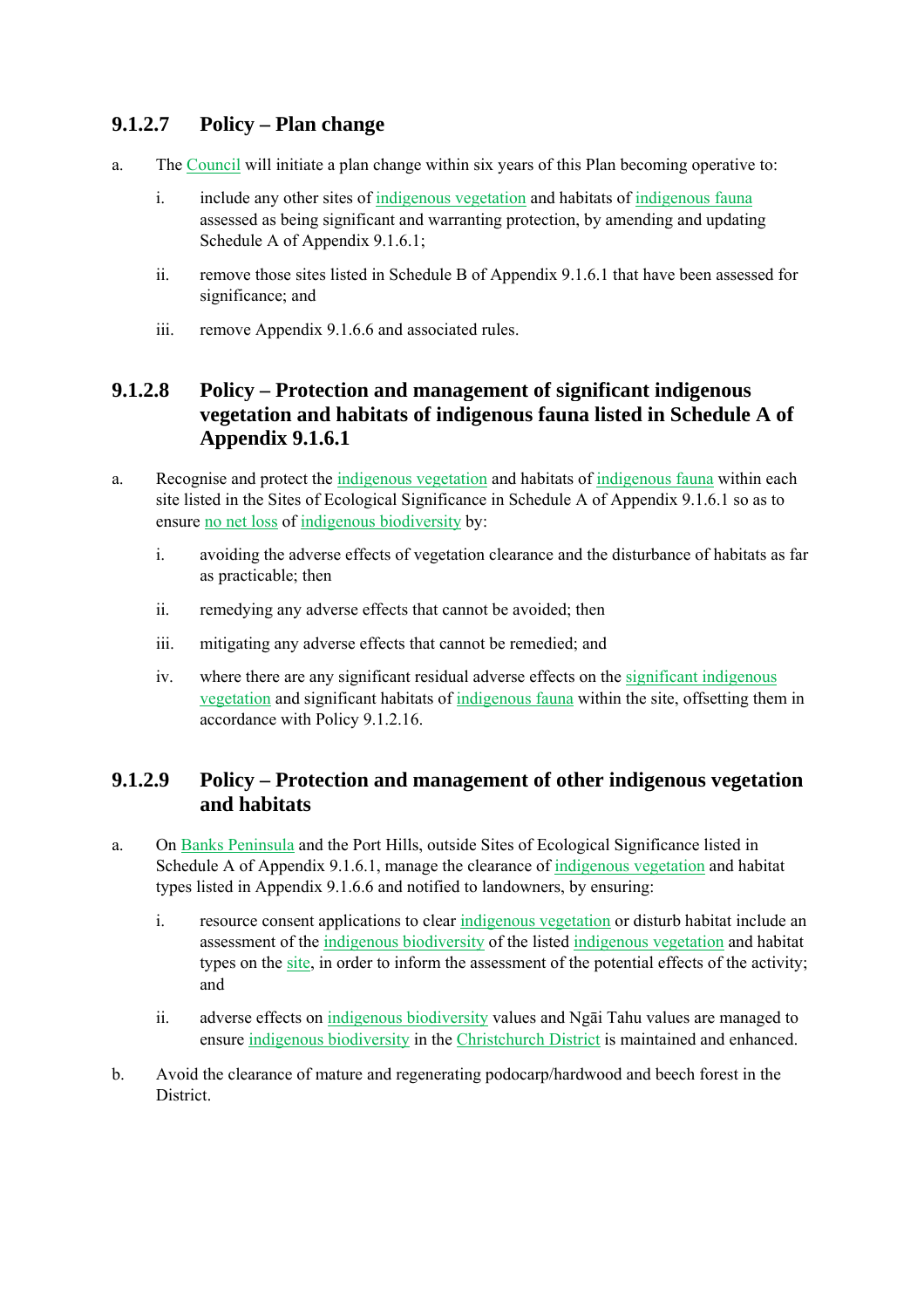### 9.1.2.7 Policy – Plan change

a. The Council will initiate a plan change within six years of this Plan becoming operative to:

   i. include any other sites of indigenous vegetation and habitats of indigenous fauna assessed as being significant and warranting protection, by amending and updating Schedule A of Appendix 9.1.6.1;

   ii. remove those sites listed in Schedule B of Appendix 9.1.6.1 that have been assessed for significance; and

   iii. remove Appendix 9.1.6.6 and associated rules.

### 9.1.2.8 Policy – Protection and management of significant indigenous vegetation and habitats of indigenous fauna listed in Schedule A of Appendix 9.1.6.1

a. Recognise and protect the indigenous vegetation and habitats of indigenous fauna within each site listed in the Sites of Ecological Significance in Schedule A of Appendix 9.1.6.1 so as to ensure no net loss of indigenous biodiversity by:

   i. avoiding the adverse effects of vegetation clearance and the disturbance of habitats as far as practicable; then

   ii. remedying any adverse effects that cannot be avoided; then

   iii. mitigating any adverse effects that cannot be remedied; and

   iv. where there are any significant residual adverse effects on the significant indigenous vegetation and significant habitats of indigenous fauna within the site, offsetting them in accordance with Policy 9.1.2.16.

### 9.1.2.9 Policy – Protection and management of other indigenous vegetation and habitats

a. On Banks Peninsula and the Port Hills, outside Sites of Ecological Significance listed in Schedule A of Appendix 9.1.6.1, manage the clearance of indigenous vegetation and habitat types listed in Appendix 9.1.6.6 and notified to landowners, by ensuring:

   i. resource consent applications to clear indigenous vegetation or disturb habitat include an assessment of the indigenous biodiversity of the listed indigenous vegetation and habitat types on the site, in order to inform the assessment of the potential effects of the activity; and

   ii. adverse effects on indigenous biodiversity values and Ngāi Tahu values are managed to ensure indigenous biodiversity in the Christchurch District is maintained and enhanced.

b. Avoid the clearance of mature and regenerating podocarp/hardwood and beech forest in the District.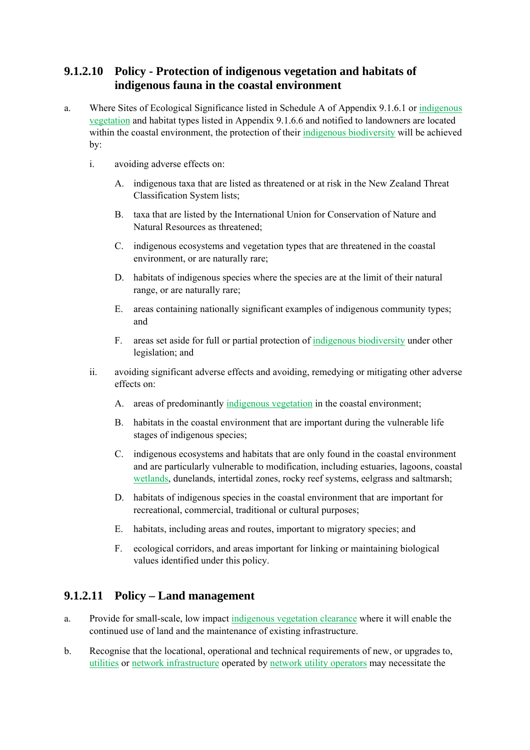### 9.1.2.10 Policy - Protection of indigenous vegetation and habitats of indigenous fauna in the coastal environment

a. Where Sites of Ecological Significance listed in Schedule A of Appendix 9.1.6.1 or indigenous vegetation and habitat types listed in Appendix 9.1.6.6 and notified to landowners are located within the coastal environment, the protection of their indigenous biodiversity will be achieved by:

   i. avoiding adverse effects on:

      A. indigenous taxa that are listed as threatened or at risk in the New Zealand Threat Classification System lists;

      B. taxa that are listed by the International Union for Conservation of Nature and Natural Resources as threatened;

      C. indigenous ecosystems and vegetation types that are threatened in the coastal environment, or are naturally rare;

      D. habitats of indigenous species where the species are at the limit of their natural range, or are naturally rare;

      E. areas containing nationally significant examples of indigenous community types; and

      F. areas set aside for full or partial protection of indigenous biodiversity under other legislation; and

   ii. avoiding significant adverse effects and avoiding, remedying or mitigating other adverse effects on:

      A. areas of predominantly indigenous vegetation in the coastal environment;

      B. habitats in the coastal environment that are important during the vulnerable life stages of indigenous species;

      C. indigenous ecosystems and habitats that are only found in the coastal environment and are particularly vulnerable to modification, including estuaries, lagoons, coastal wetlands, dunelands, intertidal zones, rocky reef systems, eelgrass and saltmarsh;

      D. habitats of indigenous species in the coastal environment that are important for recreational, commercial, traditional or cultural purposes;

      E. habitats, including areas and routes, important to migratory species; and

      F. ecological corridors, and areas important for linking or maintaining biological values identified under this policy.

### 9.1.2.11 Policy – Land management

a. Provide for small-scale, low impact indigenous vegetation clearance where it will enable the continued use of land and the maintenance of existing infrastructure.

b. Recognise that the locational, operational and technical requirements of new, or upgrades to, utilities or network infrastructure operated by network utility operators may necessitate the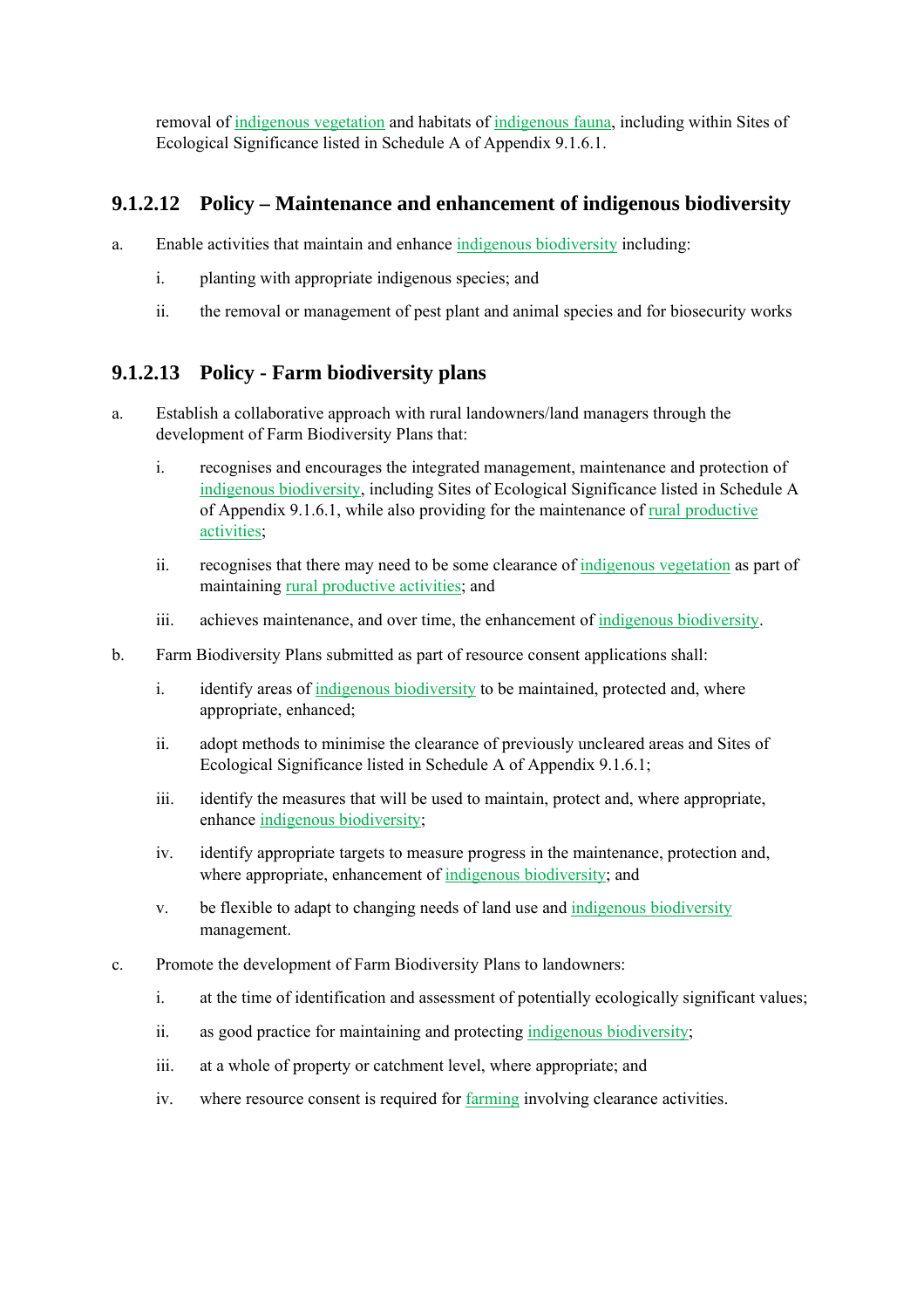removal of indigenous vegetation and habitats of indigenous fauna, including within Sites of Ecological Significance listed in Schedule A of Appendix 9.1.6.1.

### 9.1.2.12 Policy – Maintenance and enhancement of indigenous biodiversity

a. Enable activities that maintain and enhance indigenous biodiversity including:

   i. planting with appropriate indigenous species; and

   ii. the removal or management of pest plant and animal species and for biosecurity works

### 9.1.2.13 Policy - Farm biodiversity plans

a. Establish a collaborative approach with rural landowners/land managers through the development of Farm Biodiversity Plans that:

   i. recognises and encourages the integrated management, maintenance and protection of indigenous biodiversity, including Sites of Ecological Significance listed in Schedule A of Appendix 9.1.6.1, while also providing for the maintenance of rural productive activities;

   ii. recognises that there may need to be some clearance of indigenous vegetation as part of maintaining rural productive activities; and

   iii. achieves maintenance, and over time, the enhancement of indigenous biodiversity.

b. Farm Biodiversity Plans submitted as part of resource consent applications shall:

   i. identify areas of indigenous biodiversity to be maintained, protected and, where appropriate, enhanced;

   ii. adopt methods to minimise the clearance of previously uncleared areas and Sites of Ecological Significance listed in Schedule A of Appendix 9.1.6.1;

   iii. identify the measures that will be used to maintain, protect and, where appropriate, enhance indigenous biodiversity;

   iv. identify appropriate targets to measure progress in the maintenance, protection and, where appropriate, enhancement of indigenous biodiversity; and

   v. be flexible to adapt to changing needs of land use and indigenous biodiversity management.

c. Promote the development of Farm Biodiversity Plans to landowners:

   i. at the time of identification and assessment of potentially ecologically significant values;

   ii. as good practice for maintaining and protecting indigenous biodiversity;

   iii. at a whole of property or catchment level, where appropriate; and

   iv. where resource consent is required for farming involving clearance activities.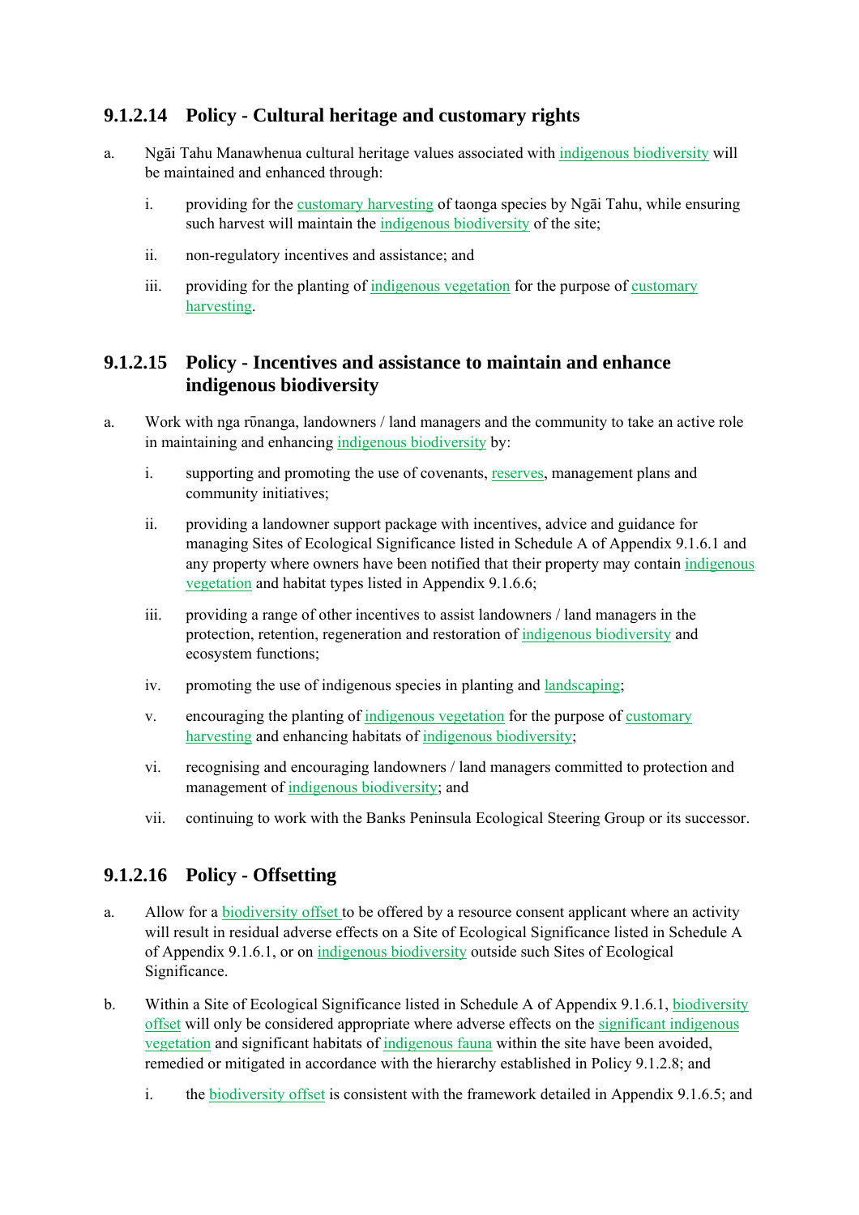### 9.1.2.14 Policy - Cultural heritage and customary rights

a. Ngāi Tahu Manawhenua cultural heritage values associated with indigenous biodiversity will be maintained and enhanced through:

   i. providing for the customary harvesting of taonga species by Ngāi Tahu, while ensuring such harvest will maintain the indigenous biodiversity of the site;

   ii. non-regulatory incentives and assistance; and

   iii. providing for the planting of indigenous vegetation for the purpose of customary harvesting.

### 9.1.2.15 Policy - Incentives and assistance to maintain and enhance indigenous biodiversity

a. Work with nga rūnanga, landowners / land managers and the community to take an active role in maintaining and enhancing indigenous biodiversity by:

   i. supporting and promoting the use of covenants, reserves, management plans and community initiatives;

   ii. providing a landowner support package with incentives, advice and guidance for managing Sites of Ecological Significance listed in Schedule A of Appendix 9.1.6.1 and any property where owners have been notified that their property may contain indigenous vegetation and habitat types listed in Appendix 9.1.6.6;

   iii. providing a range of other incentives to assist landowners / land managers in the protection, retention, regeneration and restoration of indigenous biodiversity and ecosystem functions;

   iv. promoting the use of indigenous species in planting and landscaping;

   v. encouraging the planting of indigenous vegetation for the purpose of customary harvesting and enhancing habitats of indigenous biodiversity;

   vi. recognising and encouraging landowners / land managers committed to protection and management of indigenous biodiversity; and

   vii. continuing to work with the Banks Peninsula Ecological Steering Group or its successor.

### 9.1.2.16 Policy - Offsetting

a. Allow for a biodiversity offset to be offered by a resource consent applicant where an activity will result in residual adverse effects on a Site of Ecological Significance listed in Schedule A of Appendix 9.1.6.1, or on indigenous biodiversity outside such Sites of Ecological Significance.

b. Within a Site of Ecological Significance listed in Schedule A of Appendix 9.1.6.1, biodiversity offset will only be considered appropriate where adverse effects on the significant indigenous vegetation and significant habitats of indigenous fauna within the site have been avoided, remedied or mitigated in accordance with the hierarchy established in Policy 9.1.2.8; and

   i. the biodiversity offset is consistent with the framework detailed in Appendix 9.1.6.5; and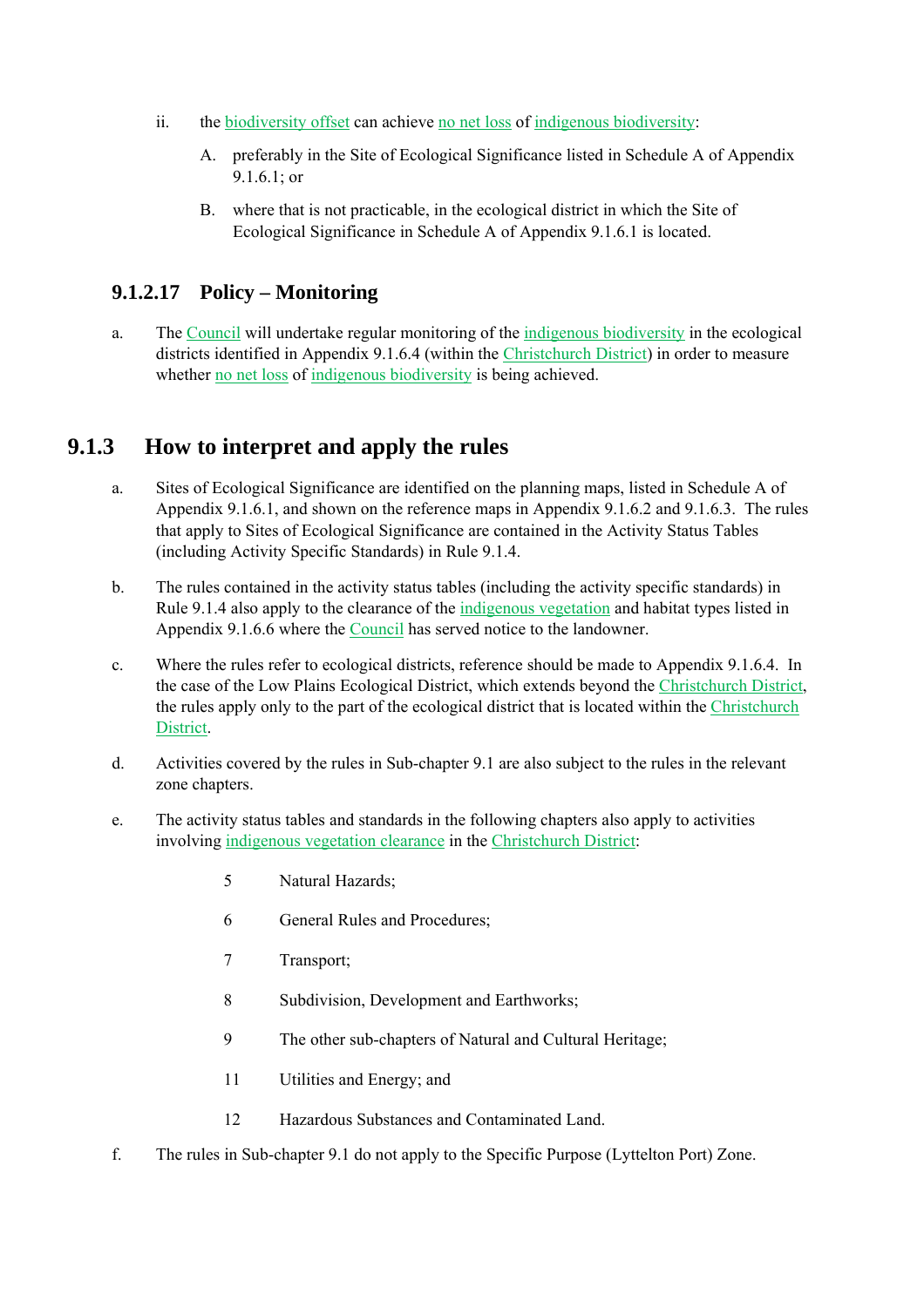ii. the biodiversity offset can achieve no net loss of indigenous biodiversity:

   A. preferably in the Site of Ecological Significance listed in Schedule A of Appendix 9.1.6.1; or

   B. where that is not practicable, in the ecological district in which the Site of Ecological Significance in Schedule A of Appendix 9.1.6.1 is located.

### 9.1.2.17 Policy – Monitoring

a. The Council will undertake regular monitoring of the indigenous biodiversity in the ecological districts identified in Appendix 9.1.6.4 (within the Christchurch District) in order to measure whether no net loss of indigenous biodiversity is being achieved.

## 9.1.3 How to interpret and apply the rules

a. Sites of Ecological Significance are identified on the planning maps, listed in Schedule A of Appendix 9.1.6.1, and shown on the reference maps in Appendix 9.1.6.2 and 9.1.6.3. The rules that apply to Sites of Ecological Significance are contained in the Activity Status Tables (including Activity Specific Standards) in Rule 9.1.4.

b. The rules contained in the activity status tables (including the activity specific standards) in Rule 9.1.4 also apply to the clearance of the indigenous vegetation and habitat types listed in Appendix 9.1.6.6 where the Council has served notice to the landowner.

c. Where the rules refer to ecological districts, reference should be made to Appendix 9.1.6.4. In the case of the Low Plains Ecological District, which extends beyond the Christchurch District, the rules apply only to the part of the ecological district that is located within the Christchurch District.

d. Activities covered by the rules in Sub-chapter 9.1 are also subject to the rules in the relevant zone chapters.

e. The activity status tables and standards in the following chapters also apply to activities involving indigenous vegetation clearance in the Christchurch District:

   5 Natural Hazards;

   6 General Rules and Procedures;

   7 Transport;

   8 Subdivision, Development and Earthworks;

   9 The other sub-chapters of Natural and Cultural Heritage;

   11 Utilities and Energy; and

   12 Hazardous Substances and Contaminated Land.

f. The rules in Sub-chapter 9.1 do not apply to the Specific Purpose (Lyttelton Port) Zone.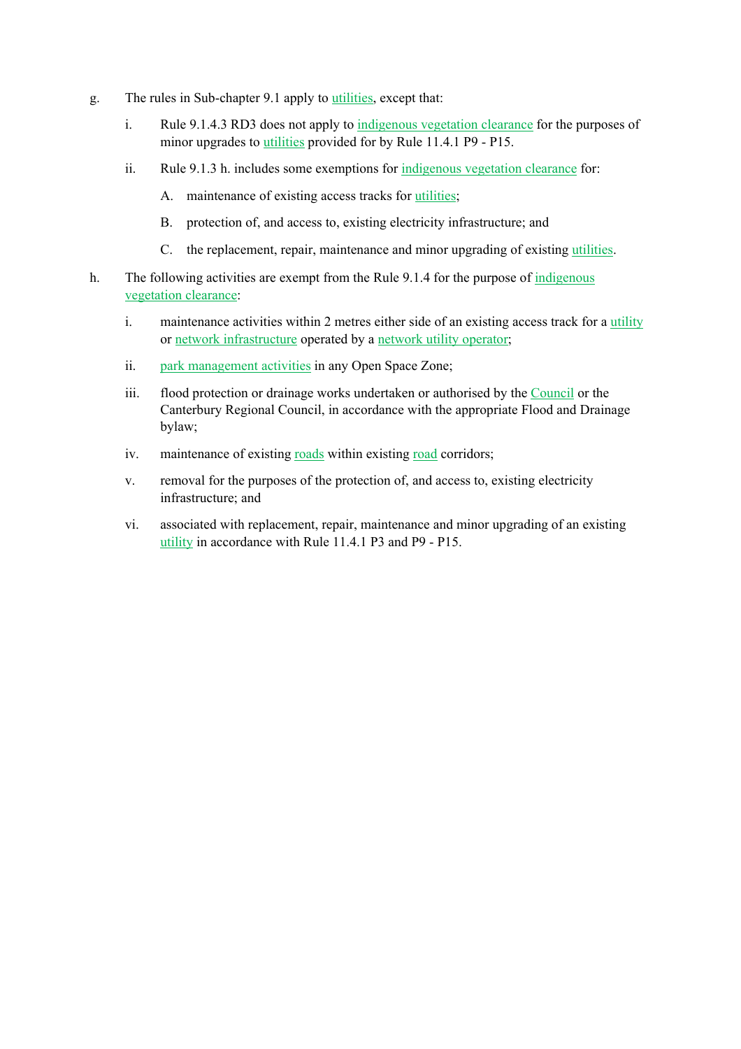g. The rules in Sub-chapter 9.1 apply to utilities, except that:

   i. Rule 9.1.4.3 RD3 does not apply to indigenous vegetation clearance for the purposes of minor upgrades to utilities provided for by Rule 11.4.1 P9 - P15.

   ii. Rule 9.1.3 h. includes some exemptions for indigenous vegetation clearance for:

      A. maintenance of existing access tracks for utilities;

      B. protection of, and access to, existing electricity infrastructure; and

      C. the replacement, repair, maintenance and minor upgrading of existing utilities.

h. The following activities are exempt from the Rule 9.1.4 for the purpose of indigenous vegetation clearance:

   i. maintenance activities within 2 metres either side of an existing access track for a utility or network infrastructure operated by a network utility operator;

   ii. park management activities in any Open Space Zone;

   iii. flood protection or drainage works undertaken or authorised by the Council or the Canterbury Regional Council, in accordance with the appropriate Flood and Drainage bylaw;

   iv. maintenance of existing roads within existing road corridors;

   v. removal for the purposes of the protection of, and access to, existing electricity infrastructure; and

   vi. associated with replacement, repair, maintenance and minor upgrading of an existing utility in accordance with Rule 11.4.1 P3 and P9 - P15.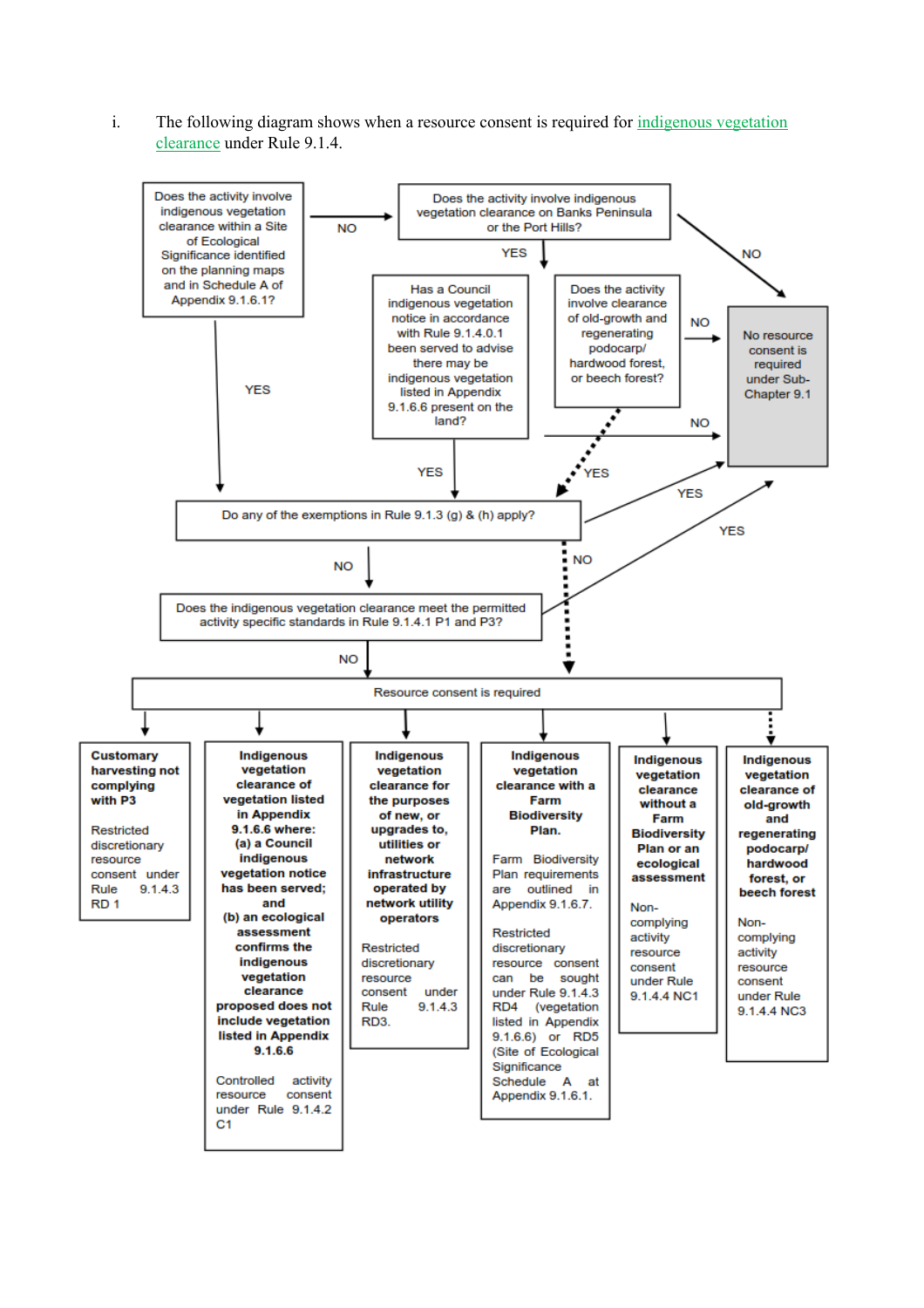i. The following diagram shows when a resource consent is required for indigenous vegetation clearance under Rule 9.1.4.

Does the activity involve indigenous vegetation clearance within a Site of Ecological Significance identified on the planning maps and in Schedule A of Appendix 9.1.6.1?

NO

Does the activity involve indigenous vegetation clearance on Banks Peninsula or the Port Hills?

YES

NO

Has a Council indigenous vegetation notice in accordance with Rule 9.1.4.0.1 been served to advise there may be indigenous vegetation listed in Appendix 9.1.6.6 present on the land?

Does the activity involve clearance of old-growth and regenerating podocarp/ hardwood forest, or beech forest?

NO

No resource consent is required under Sub-Chapter 9.1

YES

NO

YES

YES

YES

YES

Do any of the exemptions in Rule 9.1.3 (g) & (h) apply?

NO

NO

Does the indigenous vegetation clearance meet the permitted activity specific standards in Rule 9.1.4.1 P1 and P3?

NO

Resource consent is required

**Customary harvesting not complying with P3**

Restricted discretionary resource consent under Rule 9.1.4.3 RD 1

**Indigenous vegetation clearance of vegetation listed in Appendix 9.1.6.6 where: (a) a Council indigenous vegetation notice has been served; and (b) an ecological assessment confirms the indigenous vegetation clearance proposed does not include vegetation listed in Appendix 9.1.6.6**

Controlled activity resource consent under Rule 9.1.4.2 C1

**Indigenous vegetation clearance for the purposes of new, or upgrades to, utilities or network infrastructure operated by network utility operators**

Restricted discretionary resource consent under Rule 9.1.4.3 RD3.

**Indigenous vegetation clearance with a Farm Biodiversity Plan.**

Farm Biodiversity Plan requirements are outlined in Appendix 9.1.6.7.

Restricted discretionary resource consent can be sought under Rule 9.1.4.3 RD4 (vegetation listed in Appendix 9.1.6.6) or RD5 (Site of Ecological Significance Schedule A at Appendix 9.1.6.1.

**Indigenous vegetation clearance without a Farm Biodiversity Plan or an ecological assessment**

Non-complying activity resource consent under Rule 9.1.4.4 NC1

**Indigenous vegetation clearance of old-growth and regenerating podocarp/ hardwood forest, or beech forest**

Non-complying activity resource consent under Rule 9.1.4.4 NC3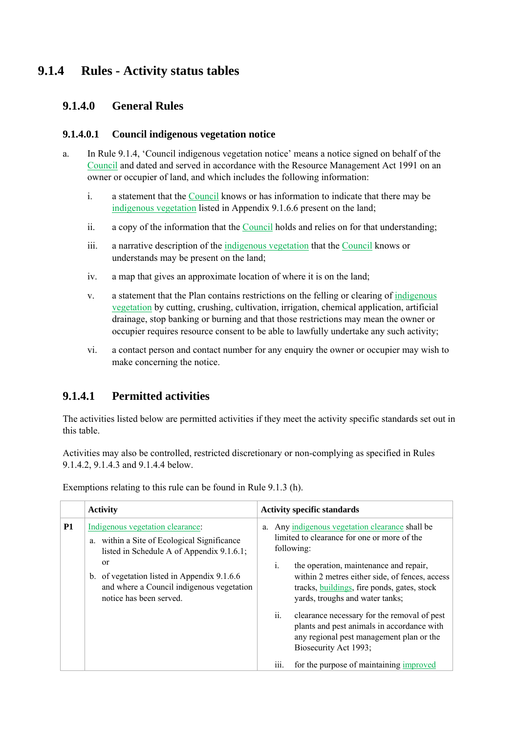## 9.1.4 Rules - Activity status tables

### 9.1.4.0 General Rules

#### 9.1.4.0.1 Council indigenous vegetation notice

a. In Rule 9.1.4, 'Council indigenous vegetation notice' means a notice signed on behalf of the Council and dated and served in accordance with the Resource Management Act 1991 on an owner or occupier of land, and which includes the following information:

   i. a statement that the Council knows or has information to indicate that there may be indigenous vegetation listed in Appendix 9.1.6.6 present on the land;

   ii. a copy of the information that the Council holds and relies on for that understanding;

   iii. a narrative description of the indigenous vegetation that the Council knows or understands may be present on the land;

   iv. a map that gives an approximate location of where it is on the land;

   v. a statement that the Plan contains restrictions on the felling or clearing of indigenous vegetation by cutting, crushing, cultivation, irrigation, chemical application, artificial drainage, stop banking or burning and that those restrictions may mean the owner or occupier requires resource consent to be able to lawfully undertake any such activity;

   vi. a contact person and contact number for any enquiry the owner or occupier may wish to make concerning the notice.

### 9.1.4.1 Permitted activities

The activities listed below are permitted activities if they meet the activity specific standards set out in this table.

Activities may also be controlled, restricted discretionary or non-complying as specified in Rules 9.1.4.2, 9.1.4.3 and 9.1.4.4 below.

Exemptions relating to this rule can be found in Rule 9.1.3 (h).

| | Activity | Activity specific standards |
|---|---|---|
| **P1** | Indigenous vegetation clearance:<br>a. within a Site of Ecological Significance listed in Schedule A of Appendix 9.1.6.1; or<br>b. of vegetation listed in Appendix 9.1.6.6 and where a Council indigenous vegetation notice has been served. | a. Any indigenous vegetation clearance shall be limited to clearance for one or more of the following:<br>i. the operation, maintenance and repair, within 2 metres either side, of fences, access tracks, buildings, fire ponds, gates, stock yards, troughs and water tanks;<br>ii. clearance necessary for the removal of pest plants and pest animals in accordance with any regional pest management plan or the Biosecurity Act 1993;<br>iii. for the purpose of maintaining improved |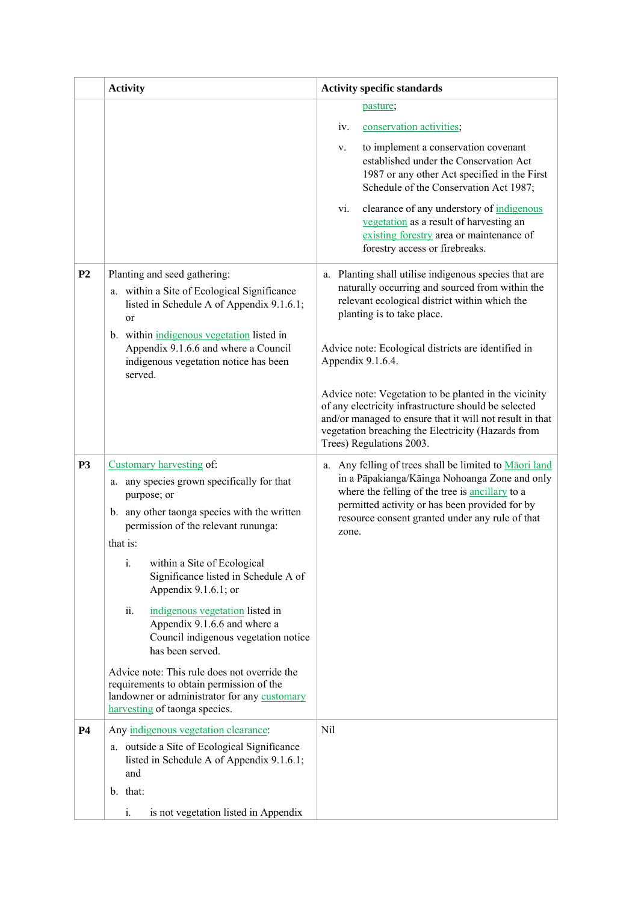| | Activity | Activity specific standards |
|---|---|---|
| | | pasture;<br><br>iv. conservation activities;<br><br>v. to implement a conservation covenant established under the Conservation Act 1987 or any other Act specified in the First Schedule of the Conservation Act 1987;<br><br>vi. clearance of any understory of indigenous vegetation as a result of harvesting an existing forestry area or maintenance of forestry access or firebreaks. |
| P2 | Planting and seed gathering:<br><br>a. within a Site of Ecological Significance listed in Schedule A of Appendix 9.1.6.1; or<br><br>b. within indigenous vegetation listed in Appendix 9.1.6.6 and where a Council indigenous vegetation notice has been served. | a. Planting shall utilise indigenous species that are naturally occurring and sourced from within the relevant ecological district within which the planting is to take place.<br><br>Advice note: Ecological districts are identified in Appendix 9.1.6.4.<br><br>Advice note: Vegetation to be planted in the vicinity of any electricity infrastructure should be selected and/or managed to ensure that it will not result in that vegetation breaching the Electricity (Hazards from Trees) Regulations 2003. |
| P3 | Customary harvesting of:<br><br>a. any species grown specifically for that purpose; or<br><br>b. any other taonga species with the written permission of the relevant rununga:<br><br>that is:<br><br>i. within a Site of Ecological Significance listed in Schedule A of Appendix 9.1.6.1; or<br><br>ii. indigenous vegetation listed in Appendix 9.1.6.6 and where a Council indigenous vegetation notice has been served.<br><br>Advice note: This rule does not override the requirements to obtain permission of the landowner or administrator for any customary harvesting of taonga species. | a. Any felling of trees shall be limited to Māori land in a Pāpakianga/Kāinga Nohoanga Zone and only where the felling of the tree is ancillary to a permitted activity or has been provided for by resource consent granted under any rule of that zone. |
| P4 | Any indigenous vegetation clearance:<br><br>a. outside a Site of Ecological Significance listed in Schedule A of Appendix 9.1.6.1; and<br><br>b. that:<br><br>i. is not vegetation listed in Appendix | Nil |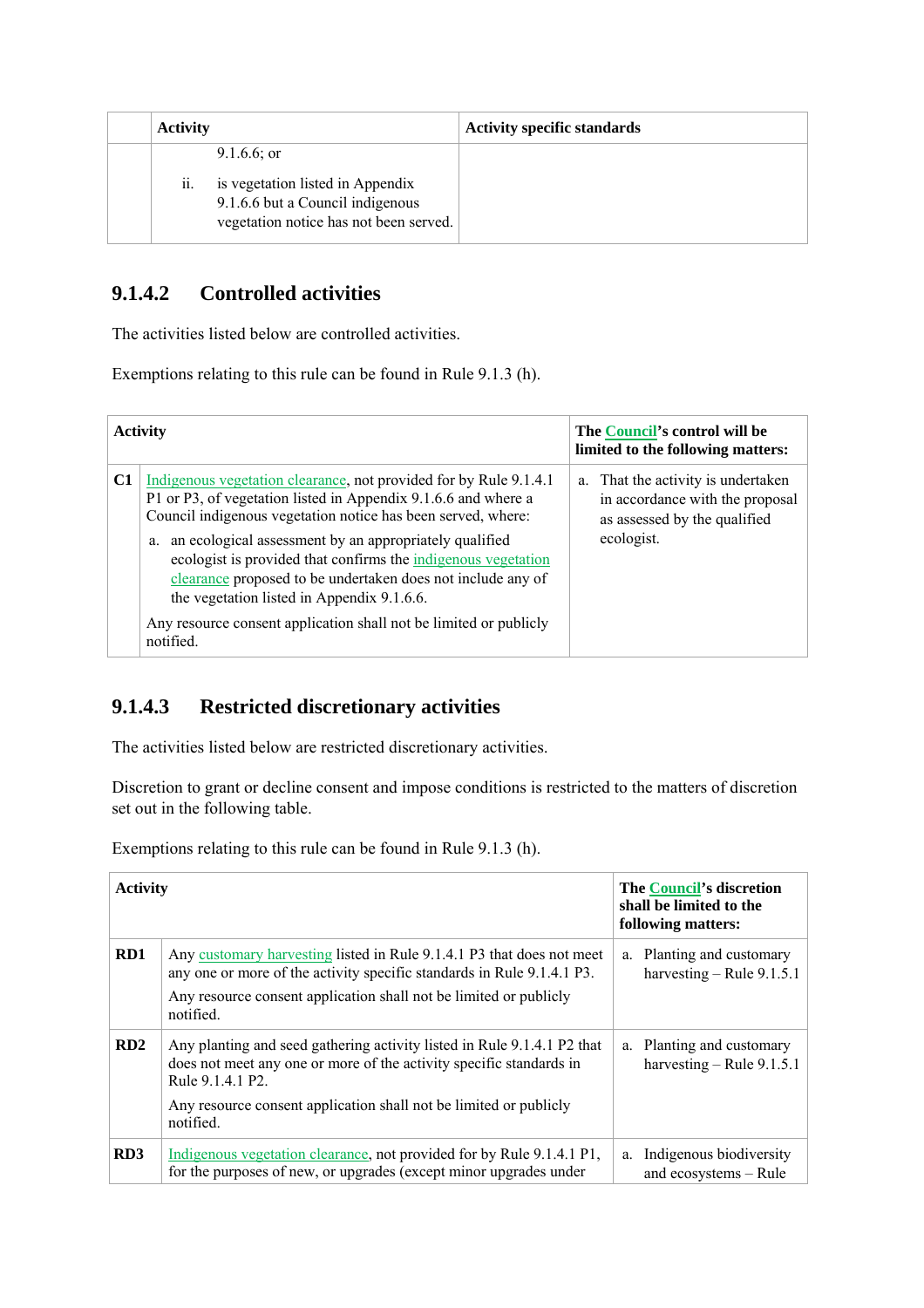| | Activity | Activity specific standards |
|---|---|---|
| | 9.1.6.6; or<br>ii. is vegetation listed in Appendix 9.1.6.6 but a Council indigenous vegetation notice has not been served. | |

### 9.1.4.2 Controlled activities

The activities listed below are controlled activities.

Exemptions relating to this rule can be found in Rule 9.1.3 (h).

| | Activity | The Council's control will be limited to the following matters: |
|---|---|---|
| **C1** | Indigenous vegetation clearance, not provided for by Rule 9.1.4.1 P1 or P3, of vegetation listed in Appendix 9.1.6.6 and where a Council indigenous vegetation notice has been served, where:<br>a. an ecological assessment by an appropriately qualified ecologist is provided that confirms the indigenous vegetation clearance proposed to be undertaken does not include any of the vegetation listed in Appendix 9.1.6.6.<br>Any resource consent application shall not be limited or publicly notified. | a. That the activity is undertaken in accordance with the proposal as assessed by the qualified ecologist. |

### 9.1.4.3 Restricted discretionary activities

The activities listed below are restricted discretionary activities.

Discretion to grant or decline consent and impose conditions is restricted to the matters of discretion set out in the following table.

Exemptions relating to this rule can be found in Rule 9.1.3 (h).

| | Activity | The Council's discretion shall be limited to the following matters: |
|---|---|---|
| **RD1** | Any customary harvesting listed in Rule 9.1.4.1 P3 that does not meet any one or more of the activity specific standards in Rule 9.1.4.1 P3.<br>Any resource consent application shall not be limited or publicly notified. | a. Planting and customary harvesting – Rule 9.1.5.1 |
| **RD2** | Any planting and seed gathering activity listed in Rule 9.1.4.1 P2 that does not meet any one or more of the activity specific standards in Rule 9.1.4.1 P2.<br>Any resource consent application shall not be limited or publicly notified. | a. Planting and customary harvesting – Rule 9.1.5.1 |
| **RD3** | Indigenous vegetation clearance, not provided for by Rule 9.1.4.1 P1, for the purposes of new, or upgrades (except minor upgrades under | a. Indigenous biodiversity and ecosystems – Rule |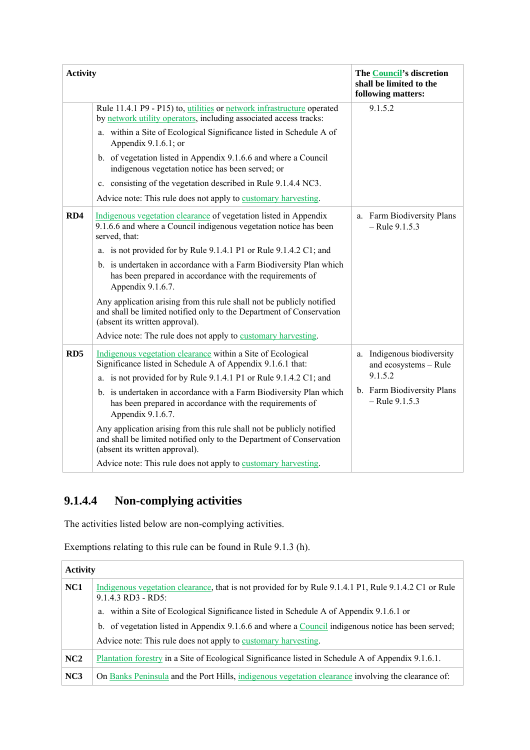| Activity | | The Council's discretion shall be limited to the following matters: |
|---|---|---|
| | Rule 11.4.1 P9 - P15) to, utilities or network infrastructure operated by network utility operators, including associated access tracks:<br>a. within a Site of Ecological Significance listed in Schedule A of Appendix 9.1.6.1; or<br>b. of vegetation listed in Appendix 9.1.6.6 and where a Council indigenous vegetation notice has been served; or<br>c. consisting of the vegetation described in Rule 9.1.4.4 NC3.<br>Advice note: This rule does not apply to customary harvesting. | 9.1.5.2 |
| RD4 | Indigenous vegetation clearance of vegetation listed in Appendix 9.1.6.6 and where a Council indigenous vegetation notice has been served, that:<br>a. is not provided for by Rule 9.1.4.1 P1 or Rule 9.1.4.2 C1; and<br>b. is undertaken in accordance with a Farm Biodiversity Plan which has been prepared in accordance with the requirements of Appendix 9.1.6.7.<br>Any application arising from this rule shall not be publicly notified and shall be limited notified only to the Department of Conservation (absent its written approval).<br>Advice note: The rule does not apply to customary harvesting. | a. Farm Biodiversity Plans – Rule 9.1.5.3 |
| RD5 | Indigenous vegetation clearance within a Site of Ecological Significance listed in Schedule A of Appendix 9.1.6.1 that:<br>a. is not provided for by Rule 9.1.4.1 P1 or Rule 9.1.4.2 C1; and<br>b. is undertaken in accordance with a Farm Biodiversity Plan which has been prepared in accordance with the requirements of Appendix 9.1.6.7.<br>Any application arising from this rule shall not be publicly notified and shall be limited notified only to the Department of Conservation (absent its written approval).<br>Advice note: This rule does not apply to customary harvesting. | a. Indigenous biodiversity and ecosystems – Rule 9.1.5.2<br>b. Farm Biodiversity Plans – Rule 9.1.5.3 |

### 9.1.4.4 Non-complying activities

The activities listed below are non-complying activities.

Exemptions relating to this rule can be found in Rule 9.1.3 (h).

| Activity | |
|---|---|
| NC1 | Indigenous vegetation clearance, that is not provided for by Rule 9.1.4.1 P1, Rule 9.1.4.2 C1 or Rule 9.1.4.3 RD3 - RD5:<br>a. within a Site of Ecological Significance listed in Schedule A of Appendix 9.1.6.1 or<br>b. of vegetation listed in Appendix 9.1.6.6 and where a Council indigenous notice has been served;<br>Advice note: This rule does not apply to customary harvesting. |
| NC2 | Plantation forestry in a Site of Ecological Significance listed in Schedule A of Appendix 9.1.6.1. |
| NC3 | On Banks Peninsula and the Port Hills, indigenous vegetation clearance involving the clearance of: |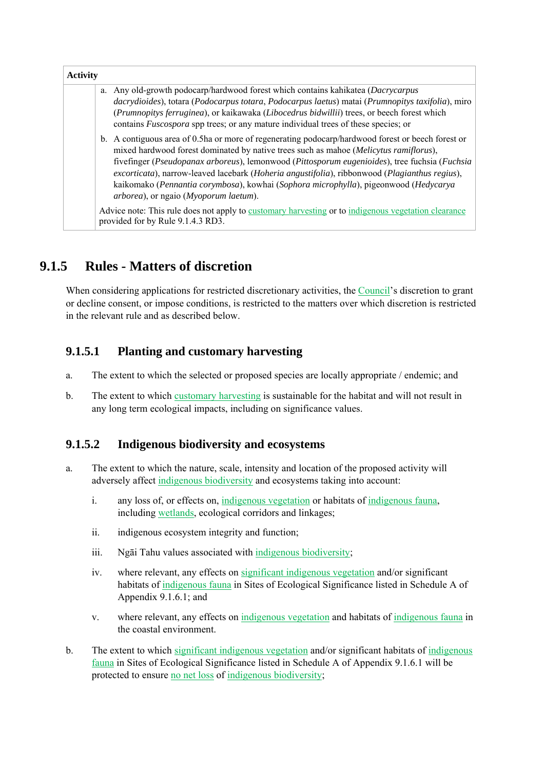| Activity | |
|---|---|
| | a. Any old-growth podocarp/hardwood forest which contains kahikatea (*Dacrycarpus dacrydioides*), totara (*Podocarpus totara*, *Podocarpus laetus*) matai (*Prumnopitys taxifolia*), miro (*Prumnopitys ferruginea*), or kaikawaka (*Libocedrus bidwillii*) trees, or beech forest which contains *Fuscospora* spp trees; or any mature individual trees of these species; or<br><br>b. A contiguous area of 0.5ha or more of regenerating podocarp/hardwood forest or beech forest or mixed hardwood forest dominated by native trees such as mahoe (*Melicytus ramiflorus*), fivefinger (*Pseudopanax arboreus*), lemonwood (*Pittosporum eugenioides*), tree fuchsia (*Fuchsia excorticata*), narrow-leaved lacebark (*Hoheria angustifolia*), ribbonwood (*Plagianthus regius*), kaikomako (*Pennantia corymbosa*), kowhai (*Sophora microphylla*), pigeonwood (*Hedycarya arborea*), or ngaio (*Myoporum laetum*).<br><br>Advice note: This rule does not apply to customary harvesting or to indigenous vegetation clearance provided for by Rule 9.1.4.3 RD3. |

## 9.1.5 Rules - Matters of discretion

When considering applications for restricted discretionary activities, the Council's discretion to grant or decline consent, or impose conditions, is restricted to the matters over which discretion is restricted in the relevant rule and as described below.

### 9.1.5.1 Planting and customary harvesting

a. The extent to which the selected or proposed species are locally appropriate / endemic; and

b. The extent to which customary harvesting is sustainable for the habitat and will not result in any long term ecological impacts, including on significance values.

### 9.1.5.2 Indigenous biodiversity and ecosystems

a. The extent to which the nature, scale, intensity and location of the proposed activity will adversely affect indigenous biodiversity and ecosystems taking into account:

   i. any loss of, or effects on, indigenous vegetation or habitats of indigenous fauna, including wetlands, ecological corridors and linkages;

   ii. indigenous ecosystem integrity and function;

   iii. Ngāi Tahu values associated with indigenous biodiversity;

   iv. where relevant, any effects on significant indigenous vegetation and/or significant habitats of indigenous fauna in Sites of Ecological Significance listed in Schedule A of Appendix 9.1.6.1; and

   v. where relevant, any effects on indigenous vegetation and habitats of indigenous fauna in the coastal environment.

b. The extent to which significant indigenous vegetation and/or significant habitats of indigenous fauna in Sites of Ecological Significance listed in Schedule A of Appendix 9.1.6.1 will be protected to ensure no net loss of indigenous biodiversity;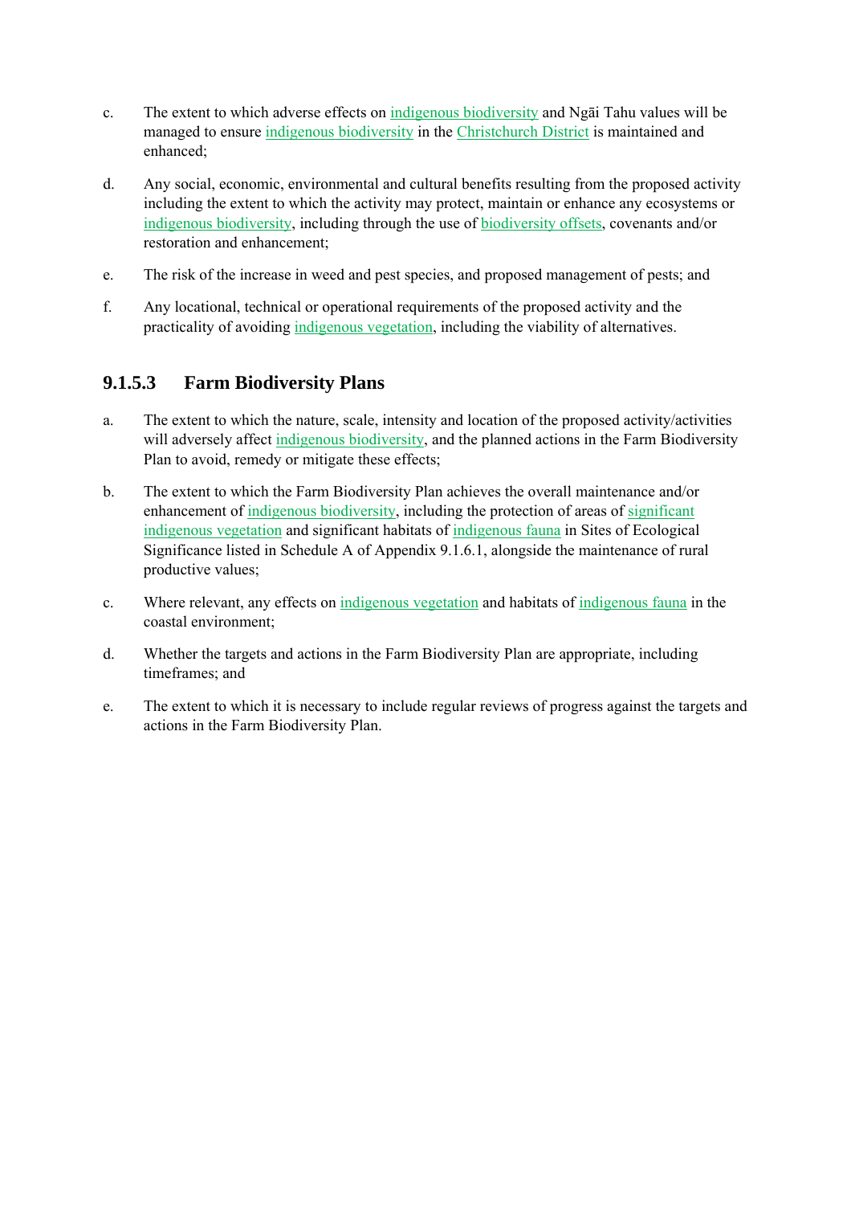c. The extent to which adverse effects on indigenous biodiversity and Ngāi Tahu values will be managed to ensure indigenous biodiversity in the Christchurch District is maintained and enhanced;

d. Any social, economic, environmental and cultural benefits resulting from the proposed activity including the extent to which the activity may protect, maintain or enhance any ecosystems or indigenous biodiversity, including through the use of biodiversity offsets, covenants and/or restoration and enhancement;

e. The risk of the increase in weed and pest species, and proposed management of pests; and

f. Any locational, technical or operational requirements of the proposed activity and the practicality of avoiding indigenous vegetation, including the viability of alternatives.

### 9.1.5.3 Farm Biodiversity Plans

a. The extent to which the nature, scale, intensity and location of the proposed activity/activities will adversely affect indigenous biodiversity, and the planned actions in the Farm Biodiversity Plan to avoid, remedy or mitigate these effects;

b. The extent to which the Farm Biodiversity Plan achieves the overall maintenance and/or enhancement of indigenous biodiversity, including the protection of areas of significant indigenous vegetation and significant habitats of indigenous fauna in Sites of Ecological Significance listed in Schedule A of Appendix 9.1.6.1, alongside the maintenance of rural productive values;

c. Where relevant, any effects on indigenous vegetation and habitats of indigenous fauna in the coastal environment;

d. Whether the targets and actions in the Farm Biodiversity Plan are appropriate, including timeframes; and

e. The extent to which it is necessary to include regular reviews of progress against the targets and actions in the Farm Biodiversity Plan.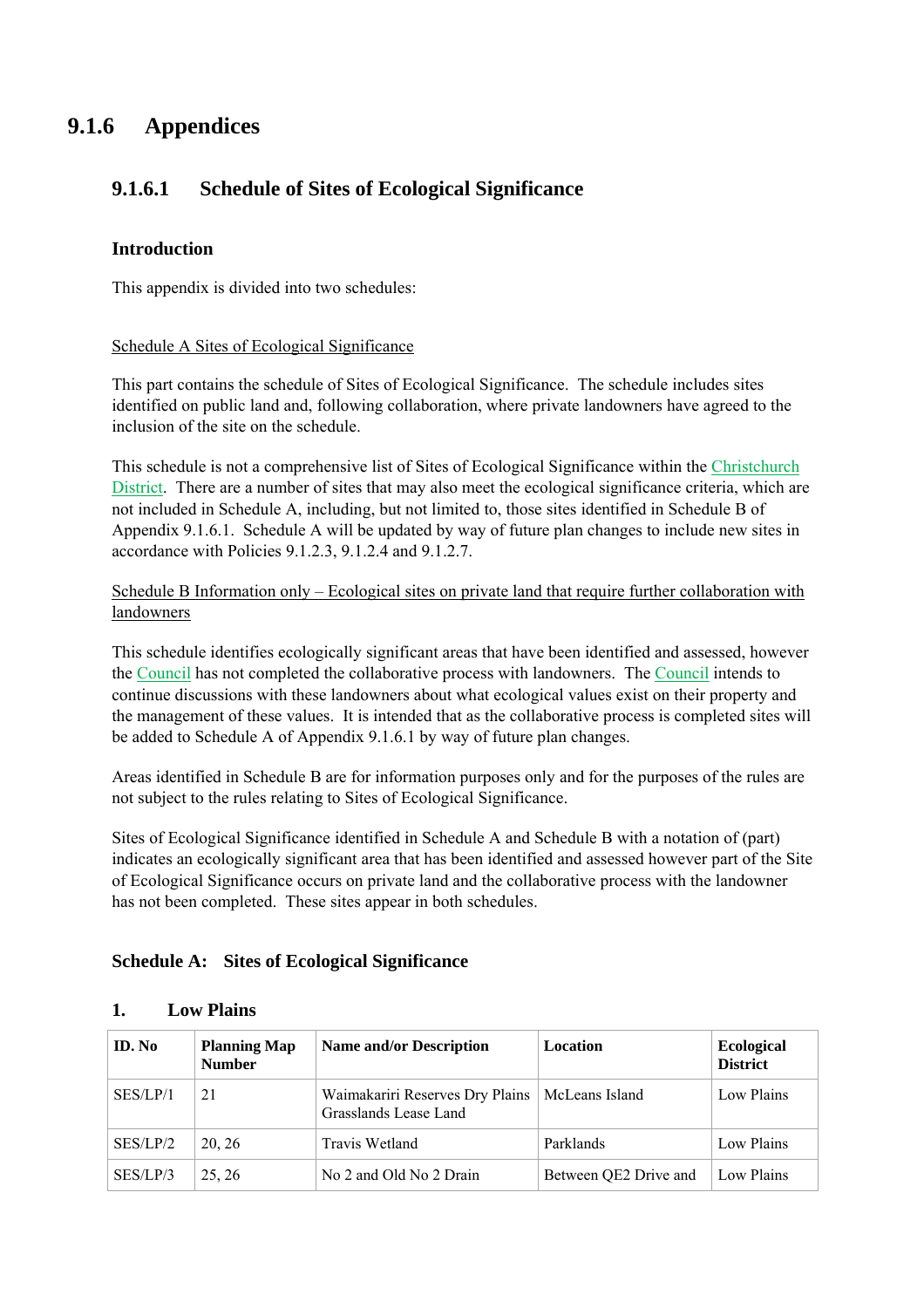## 9.1.6 Appendices

### 9.1.6.1 Schedule of Sites of Ecological Significance

#### Introduction

This appendix is divided into two schedules:

Schedule A Sites of Ecological Significance

This part contains the schedule of Sites of Ecological Significance. The schedule includes sites identified on public land and, following collaboration, where private landowners have agreed to the inclusion of the site on the schedule.

This schedule is not a comprehensive list of Sites of Ecological Significance within the Christchurch District. There are a number of sites that may also meet the ecological significance criteria, which are not included in Schedule A, including, but not limited to, those sites identified in Schedule B of Appendix 9.1.6.1. Schedule A will be updated by way of future plan changes to include new sites in accordance with Policies 9.1.2.3, 9.1.2.4 and 9.1.2.7.

Schedule B Information only – Ecological sites on private land that require further collaboration with landowners

This schedule identifies ecologically significant areas that have been identified and assessed, however the Council has not completed the collaborative process with landowners. The Council intends to continue discussions with these landowners about what ecological values exist on their property and the management of these values. It is intended that as the collaborative process is completed sites will be added to Schedule A of Appendix 9.1.6.1 by way of future plan changes.

Areas identified in Schedule B are for information purposes only and for the purposes of the rules are not subject to the rules relating to Sites of Ecological Significance.

Sites of Ecological Significance identified in Schedule A and Schedule B with a notation of (part) indicates an ecologically significant area that has been identified and assessed however part of the Site of Ecological Significance occurs on private land and the collaborative process with the landowner has not been completed. These sites appear in both schedules.

#### Schedule A: Sites of Ecological Significance

#### 1. Low Plains

| ID. No | Planning Map Number | Name and/or Description | Location | Ecological District |
|---|---|---|---|---|
| SES/LP/1 | 21 | Waimakariri Reserves Dry Plains Grasslands Lease Land | McLeans Island | Low Plains |
| SES/LP/2 | 20, 26 | Travis Wetland | Parklands | Low Plains |
| SES/LP/3 | 25, 26 | No 2 and Old No 2 Drain | Between QE2 Drive and | Low Plains |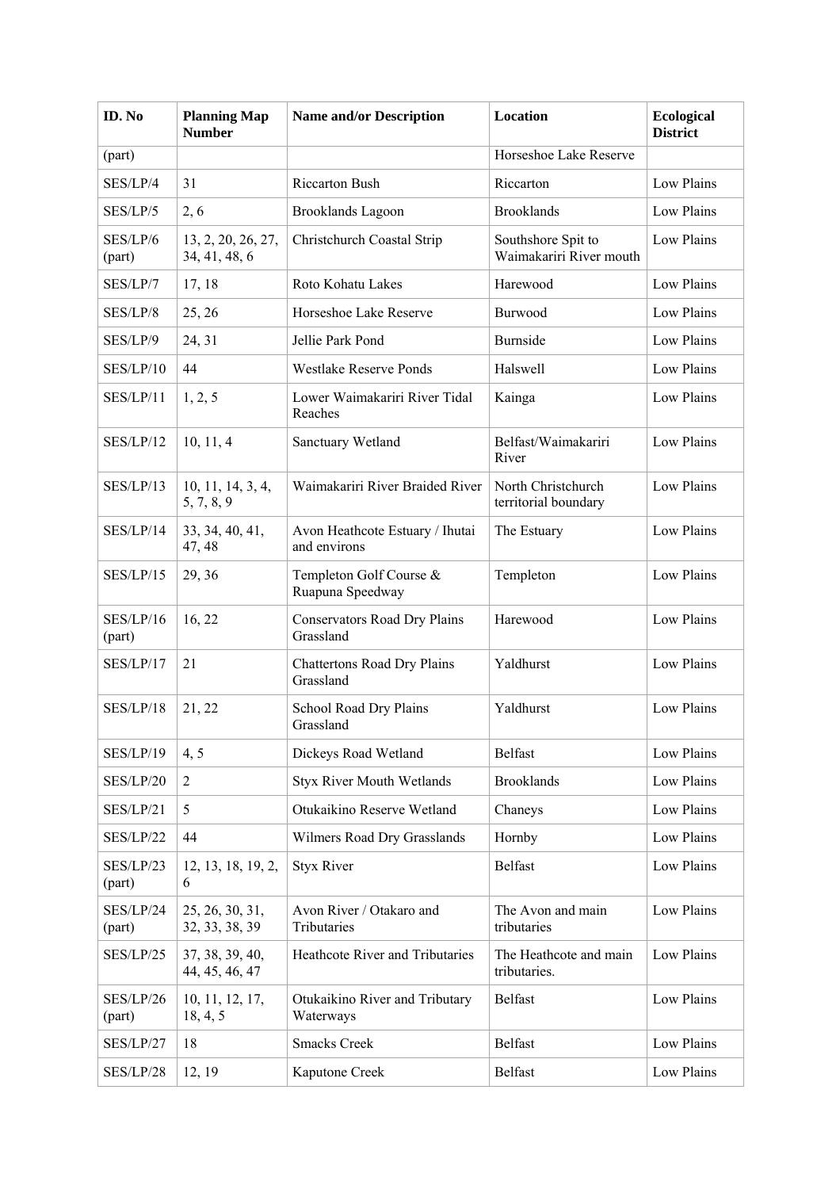| ID. No | Planning Map Number | Name and/or Description | Location | Ecological District |
|---|---|---|---|---|
| (part) | | | Horseshoe Lake Reserve | |
| SES/LP/4 | 31 | Riccarton Bush | Riccarton | Low Plains |
| SES/LP/5 | 2, 6 | Brooklands Lagoon | Brooklands | Low Plains |
| SES/LP/6 (part) | 13, 2, 20, 26, 27, 34, 41, 48, 6 | Christchurch Coastal Strip | Southshore Spit to Waimakariri River mouth | Low Plains |
| SES/LP/7 | 17, 18 | Roto Kohatu Lakes | Harewood | Low Plains |
| SES/LP/8 | 25, 26 | Horseshoe Lake Reserve | Burwood | Low Plains |
| SES/LP/9 | 24, 31 | Jellie Park Pond | Burnside | Low Plains |
| SES/LP/10 | 44 | Westlake Reserve Ponds | Halswell | Low Plains |
| SES/LP/11 | 1, 2, 5 | Lower Waimakariri River Tidal Reaches | Kainga | Low Plains |
| SES/LP/12 | 10, 11, 4 | Sanctuary Wetland | Belfast/Waimakariri River | Low Plains |
| SES/LP/13 | 10, 11, 14, 3, 4, 5, 7, 8, 9 | Waimakariri River Braided River | North Christchurch territorial boundary | Low Plains |
| SES/LP/14 | 33, 34, 40, 41, 47, 48 | Avon Heathcote Estuary / Ihutai and environs | The Estuary | Low Plains |
| SES/LP/15 | 29, 36 | Templeton Golf Course & Ruapuna Speedway | Templeton | Low Plains |
| SES/LP/16 (part) | 16, 22 | Conservators Road Dry Plains Grassland | Harewood | Low Plains |
| SES/LP/17 | 21 | Chattertons Road Dry Plains Grassland | Yaldhurst | Low Plains |
| SES/LP/18 | 21, 22 | School Road Dry Plains Grassland | Yaldhurst | Low Plains |
| SES/LP/19 | 4, 5 | Dickeys Road Wetland | Belfast | Low Plains |
| SES/LP/20 | 2 | Styx River Mouth Wetlands | Brooklands | Low Plains |
| SES/LP/21 | 5 | Otukaikino Reserve Wetland | Chaneys | Low Plains |
| SES/LP/22 | 44 | Wilmers Road Dry Grasslands | Hornby | Low Plains |
| SES/LP/23 (part) | 12, 13, 18, 19, 2, 6 | Styx River | Belfast | Low Plains |
| SES/LP/24 (part) | 25, 26, 30, 31, 32, 33, 38, 39 | Avon River / Otakaro and Tributaries | The Avon and main tributaries | Low Plains |
| SES/LP/25 | 37, 38, 39, 40, 44, 45, 46, 47 | Heathcote River and Tributaries | The Heathcote and main tributaries. | Low Plains |
| SES/LP/26 (part) | 10, 11, 12, 17, 18, 4, 5 | Otukaikino River and Tributary Waterways | Belfast | Low Plains |
| SES/LP/27 | 18 | Smacks Creek | Belfast | Low Plains |
| SES/LP/28 | 12, 19 | Kaputone Creek | Belfast | Low Plains |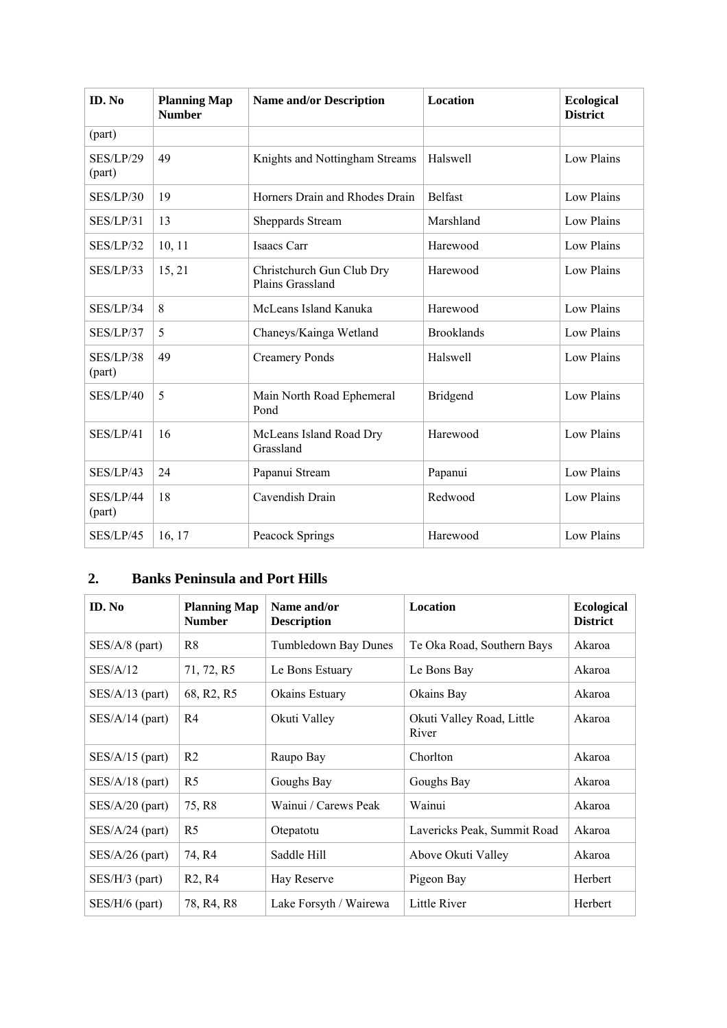| ID. No | Planning Map Number | Name and/or Description | Location | Ecological District |
|---|---|---|---|---|
| (part) | | | | |
| SES/LP/29 (part) | 49 | Knights and Nottingham Streams | Halswell | Low Plains |
| SES/LP/30 | 19 | Horners Drain and Rhodes Drain | Belfast | Low Plains |
| SES/LP/31 | 13 | Sheppards Stream | Marshland | Low Plains |
| SES/LP/32 | 10, 11 | Isaacs Carr | Harewood | Low Plains |
| SES/LP/33 | 15, 21 | Christchurch Gun Club Dry Plains Grassland | Harewood | Low Plains |
| SES/LP/34 | 8 | McLeans Island Kanuka | Harewood | Low Plains |
| SES/LP/37 | 5 | Chaneys/Kainga Wetland | Brooklands | Low Plains |
| SES/LP/38 (part) | 49 | Creamery Ponds | Halswell | Low Plains |
| SES/LP/40 | 5 | Main North Road Ephemeral Pond | Bridgend | Low Plains |
| SES/LP/41 | 16 | McLeans Island Road Dry Grassland | Harewood | Low Plains |
| SES/LP/43 | 24 | Papanui Stream | Papanui | Low Plains |
| SES/LP/44 (part) | 18 | Cavendish Drain | Redwood | Low Plains |
| SES/LP/45 | 16, 17 | Peacock Springs | Harewood | Low Plains |

## 2. Banks Peninsula and Port Hills

| ID. No | Planning Map Number | Name and/or Description | Location | Ecological District |
|---|---|---|---|---|
| SES/A/8 (part) | R8 | Tumbledown Bay Dunes | Te Oka Road, Southern Bays | Akaroa |
| SES/A/12 | 71, 72, R5 | Le Bons Estuary | Le Bons Bay | Akaroa |
| SES/A/13 (part) | 68, R2, R5 | Okains Estuary | Okains Bay | Akaroa |
| SES/A/14 (part) | R4 | Okuti Valley | Okuti Valley Road, Little River | Akaroa |
| SES/A/15 (part) | R2 | Raupo Bay | Chorlton | Akaroa |
| SES/A/18 (part) | R5 | Goughs Bay | Goughs Bay | Akaroa |
| SES/A/20 (part) | 75, R8 | Wainui / Carews Peak | Wainui | Akaroa |
| SES/A/24 (part) | R5 | Otepatotu | Lavericks Peak, Summit Road | Akaroa |
| SES/A/26 (part) | 74, R4 | Saddle Hill | Above Okuti Valley | Akaroa |
| SES/H/3 (part) | R2, R4 | Hay Reserve | Pigeon Bay | Herbert |
| SES/H/6 (part) | 78, R4, R8 | Lake Forsyth / Wairewa | Little River | Herbert |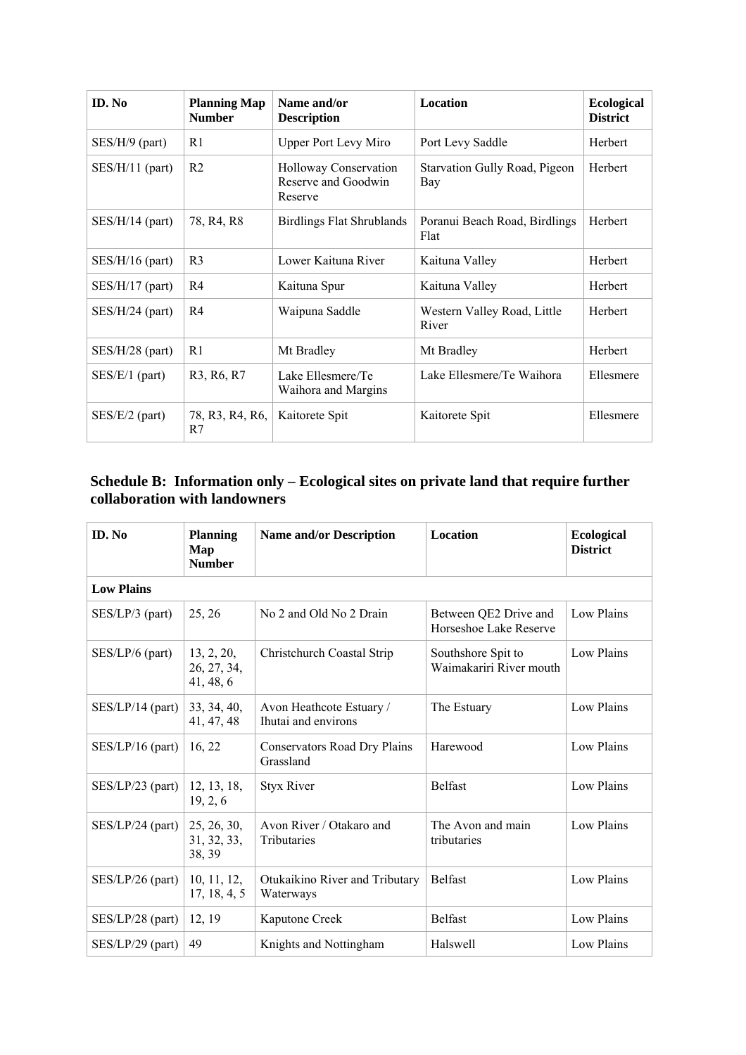| ID. No | Planning Map Number | Name and/or Description | Location | Ecological District |
|---|---|---|---|---|
| SES/H/9 (part) | R1 | Upper Port Levy Miro | Port Levy Saddle | Herbert |
| SES/H/11 (part) | R2 | Holloway Conservation Reserve and Goodwin Reserve | Starvation Gully Road, Pigeon Bay | Herbert |
| SES/H/14 (part) | 78, R4, R8 | Birdlings Flat Shrublands | Poranui Beach Road, Birdlings Flat | Herbert |
| SES/H/16 (part) | R3 | Lower Kaituna River | Kaituna Valley | Herbert |
| SES/H/17 (part) | R4 | Kaituna Spur | Kaituna Valley | Herbert |
| SES/H/24 (part) | R4 | Waipuna Saddle | Western Valley Road, Little River | Herbert |
| SES/H/28 (part) | R1 | Mt Bradley | Mt Bradley | Herbert |
| SES/E/1 (part) | R3, R6, R7 | Lake Ellesmere/Te Waihora and Margins | Lake Ellesmere/Te Waihora | Ellesmere |
| SES/E/2 (part) | 78, R3, R4, R6, R7 | Kaitorete Spit | Kaitorete Spit | Ellesmere |

## Schedule B: Information only – Ecological sites on private land that require further collaboration with landowners

| ID. No | Planning Map Number | Name and/or Description | Location | Ecological District |
|---|---|---|---|---|
| **Low Plains** | | | | |
| SES/LP/3 (part) | 25, 26 | No 2 and Old No 2 Drain | Between QE2 Drive and Horseshoe Lake Reserve | Low Plains |
| SES/LP/6 (part) | 13, 2, 20, 26, 27, 34, 41, 48, 6 | Christchurch Coastal Strip | Southshore Spit to Waimakariri River mouth | Low Plains |
| SES/LP/14 (part) | 33, 34, 40, 41, 47, 48 | Avon Heathcote Estuary / Ihutai and environs | The Estuary | Low Plains |
| SES/LP/16 (part) | 16, 22 | Conservators Road Dry Plains Grassland | Harewood | Low Plains |
| SES/LP/23 (part) | 12, 13, 18, 19, 2, 6 | Styx River | Belfast | Low Plains |
| SES/LP/24 (part) | 25, 26, 30, 31, 32, 33, 38, 39 | Avon River / Otakaro and Tributaries | The Avon and main tributaries | Low Plains |
| SES/LP/26 (part) | 10, 11, 12, 17, 18, 4, 5 | Otukaikino River and Tributary Waterways | Belfast | Low Plains |
| SES/LP/28 (part) | 12, 19 | Kaputone Creek | Belfast | Low Plains |
| SES/LP/29 (part) | 49 | Knights and Nottingham | Halswell | Low Plains |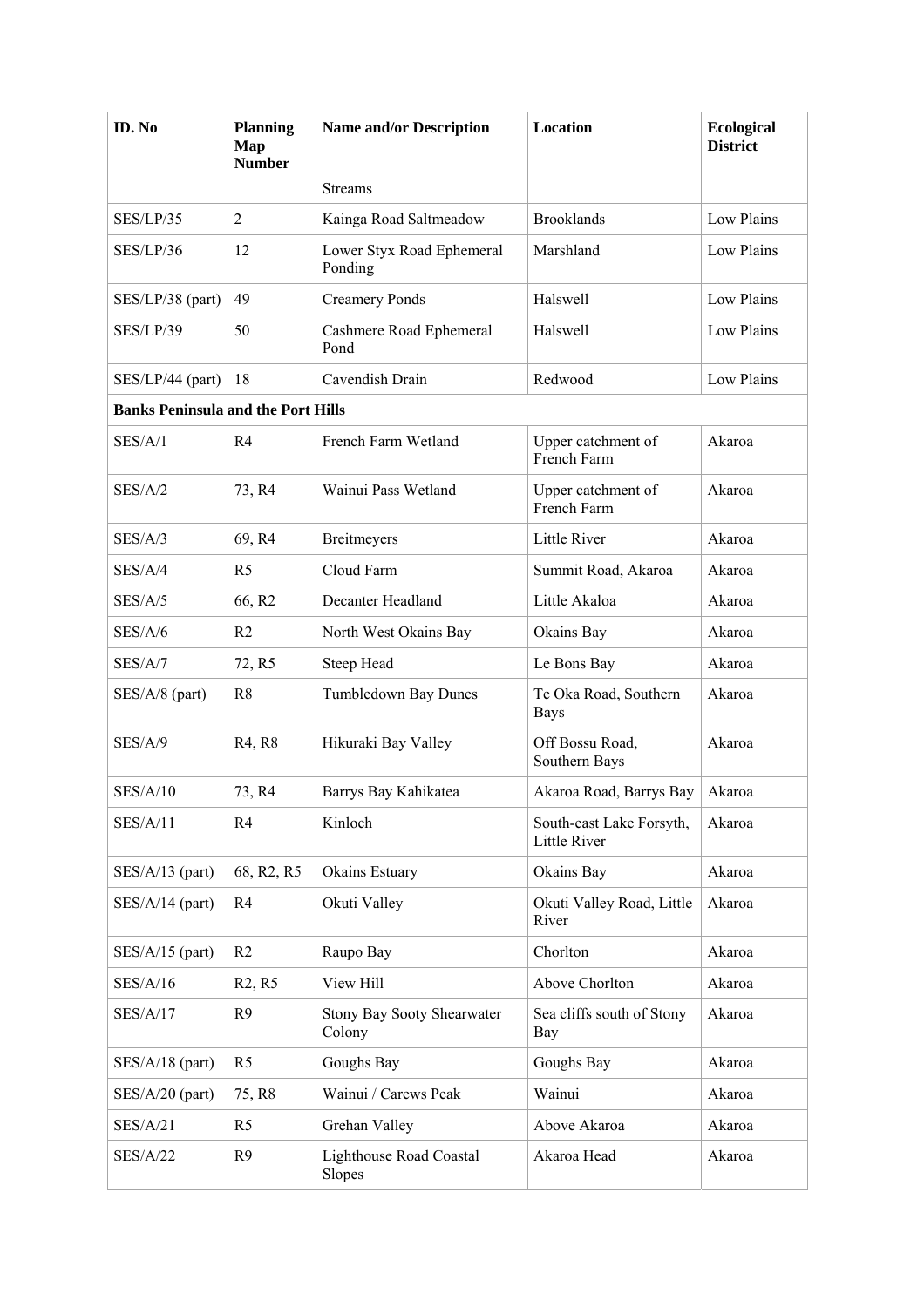| ID. No | Planning Map Number | Name and/or Description | Location | Ecological District |
|---|---|---|---|---|
| | | Streams | | |
| SES/LP/35 | 2 | Kainga Road Saltmeadow | Brooklands | Low Plains |
| SES/LP/36 | 12 | Lower Styx Road Ephemeral Ponding | Marshland | Low Plains |
| SES/LP/38 (part) | 49 | Creamery Ponds | Halswell | Low Plains |
| SES/LP/39 | 50 | Cashmere Road Ephemeral Pond | Halswell | Low Plains |
| SES/LP/44 (part) | 18 | Cavendish Drain | Redwood | Low Plains |
| **Banks Peninsula and the Port Hills** | | | | |
| SES/A/1 | R4 | French Farm Wetland | Upper catchment of French Farm | Akaroa |
| SES/A/2 | 73, R4 | Wainui Pass Wetland | Upper catchment of French Farm | Akaroa |
| SES/A/3 | 69, R4 | Breitmeyers | Little River | Akaroa |
| SES/A/4 | R5 | Cloud Farm | Summit Road, Akaroa | Akaroa |
| SES/A/5 | 66, R2 | Decanter Headland | Little Akaloa | Akaroa |
| SES/A/6 | R2 | North West Okains Bay | Okains Bay | Akaroa |
| SES/A/7 | 72, R5 | Steep Head | Le Bons Bay | Akaroa |
| SES/A/8 (part) | R8 | Tumbledown Bay Dunes | Te Oka Road, Southern Bays | Akaroa |
| SES/A/9 | R4, R8 | Hikuraki Bay Valley | Off Bossu Road, Southern Bays | Akaroa |
| SES/A/10 | 73, R4 | Barrys Bay Kahikatea | Akaroa Road, Barrys Bay | Akaroa |
| SES/A/11 | R4 | Kinloch | South-east Lake Forsyth, Little River | Akaroa |
| SES/A/13 (part) | 68, R2, R5 | Okains Estuary | Okains Bay | Akaroa |
| SES/A/14 (part) | R4 | Okuti Valley | Okuti Valley Road, Little River | Akaroa |
| SES/A/15 (part) | R2 | Raupo Bay | Chorlton | Akaroa |
| SES/A/16 | R2, R5 | View Hill | Above Chorlton | Akaroa |
| SES/A/17 | R9 | Stony Bay Sooty Shearwater Colony | Sea cliffs south of Stony Bay | Akaroa |
| SES/A/18 (part) | R5 | Goughs Bay | Goughs Bay | Akaroa |
| SES/A/20 (part) | 75, R8 | Wainui / Carews Peak | Wainui | Akaroa |
| SES/A/21 | R5 | Grehan Valley | Above Akaroa | Akaroa |
| SES/A/22 | R9 | Lighthouse Road Coastal Slopes | Akaroa Head | Akaroa |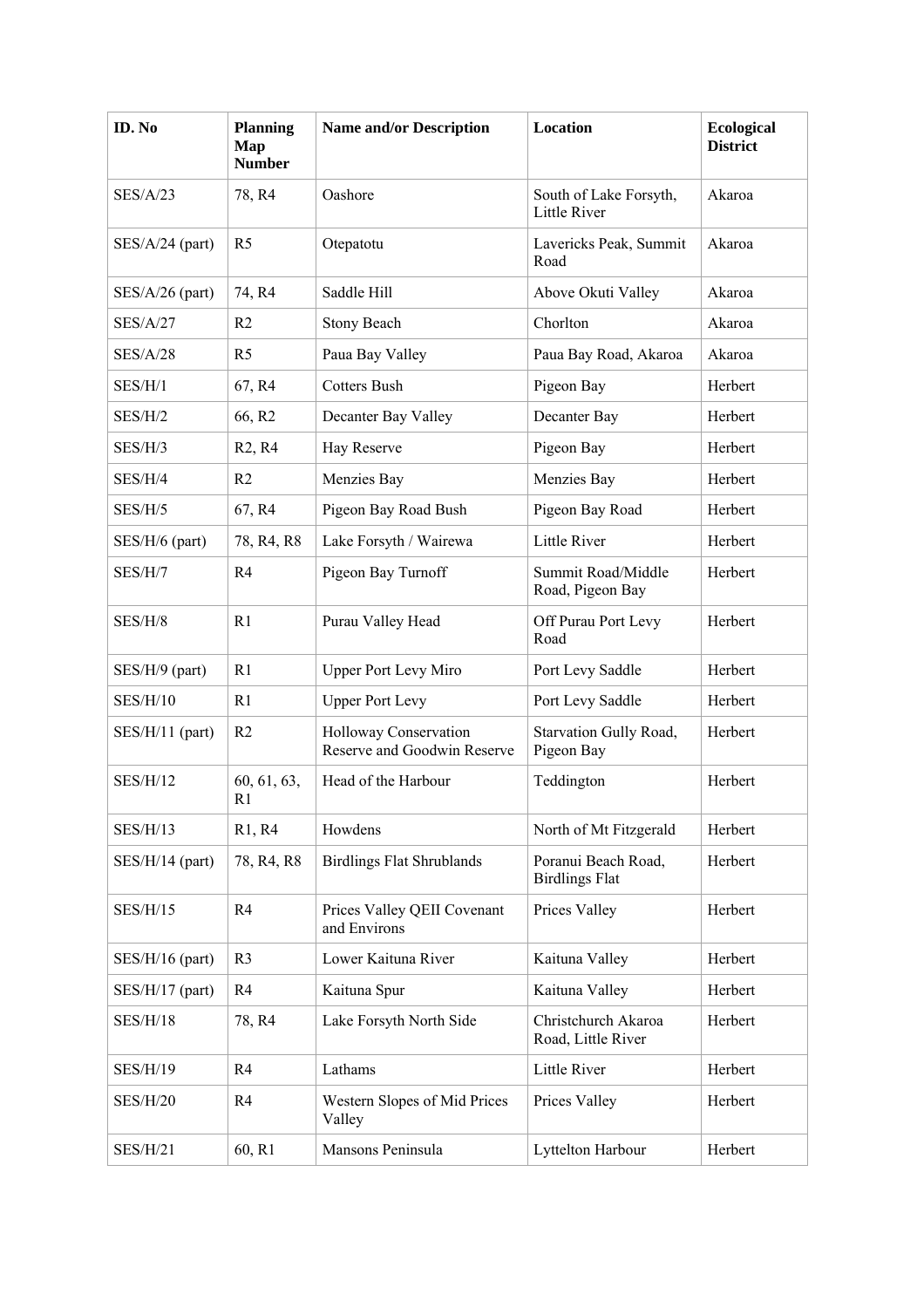| ID. No | Planning Map Number | Name and/or Description | Location | Ecological District |
|---|---|---|---|---|
| SES/A/23 | 78, R4 | Oashore | South of Lake Forsyth, Little River | Akaroa |
| SES/A/24 (part) | R5 | Otepatotu | Lavericks Peak, Summit Road | Akaroa |
| SES/A/26 (part) | 74, R4 | Saddle Hill | Above Okuti Valley | Akaroa |
| SES/A/27 | R2 | Stony Beach | Chorlton | Akaroa |
| SES/A/28 | R5 | Paua Bay Valley | Paua Bay Road, Akaroa | Akaroa |
| SES/H/1 | 67, R4 | Cotters Bush | Pigeon Bay | Herbert |
| SES/H/2 | 66, R2 | Decanter Bay Valley | Decanter Bay | Herbert |
| SES/H/3 | R2, R4 | Hay Reserve | Pigeon Bay | Herbert |
| SES/H/4 | R2 | Menzies Bay | Menzies Bay | Herbert |
| SES/H/5 | 67, R4 | Pigeon Bay Road Bush | Pigeon Bay Road | Herbert |
| SES/H/6 (part) | 78, R4, R8 | Lake Forsyth / Wairewa | Little River | Herbert |
| SES/H/7 | R4 | Pigeon Bay Turnoff | Summit Road/Middle Road, Pigeon Bay | Herbert |
| SES/H/8 | R1 | Purau Valley Head | Off Purau Port Levy Road | Herbert |
| SES/H/9 (part) | R1 | Upper Port Levy Miro | Port Levy Saddle | Herbert |
| SES/H/10 | R1 | Upper Port Levy | Port Levy Saddle | Herbert |
| SES/H/11 (part) | R2 | Holloway Conservation Reserve and Goodwin Reserve | Starvation Gully Road, Pigeon Bay | Herbert |
| SES/H/12 | 60, 61, 63, R1 | Head of the Harbour | Teddington | Herbert |
| SES/H/13 | R1, R4 | Howdens | North of Mt Fitzgerald | Herbert |
| SES/H/14 (part) | 78, R4, R8 | Birdlings Flat Shrublands | Poranui Beach Road, Birdlings Flat | Herbert |
| SES/H/15 | R4 | Prices Valley QEII Covenant and Environs | Prices Valley | Herbert |
| SES/H/16 (part) | R3 | Lower Kaituna River | Kaituna Valley | Herbert |
| SES/H/17 (part) | R4 | Kaituna Spur | Kaituna Valley | Herbert |
| SES/H/18 | 78, R4 | Lake Forsyth North Side | Christchurch Akaroa Road, Little River | Herbert |
| SES/H/19 | R4 | Lathams | Little River | Herbert |
| SES/H/20 | R4 | Western Slopes of Mid Prices Valley | Prices Valley | Herbert |
| SES/H/21 | 60, R1 | Mansons Peninsula | Lyttelton Harbour | Herbert |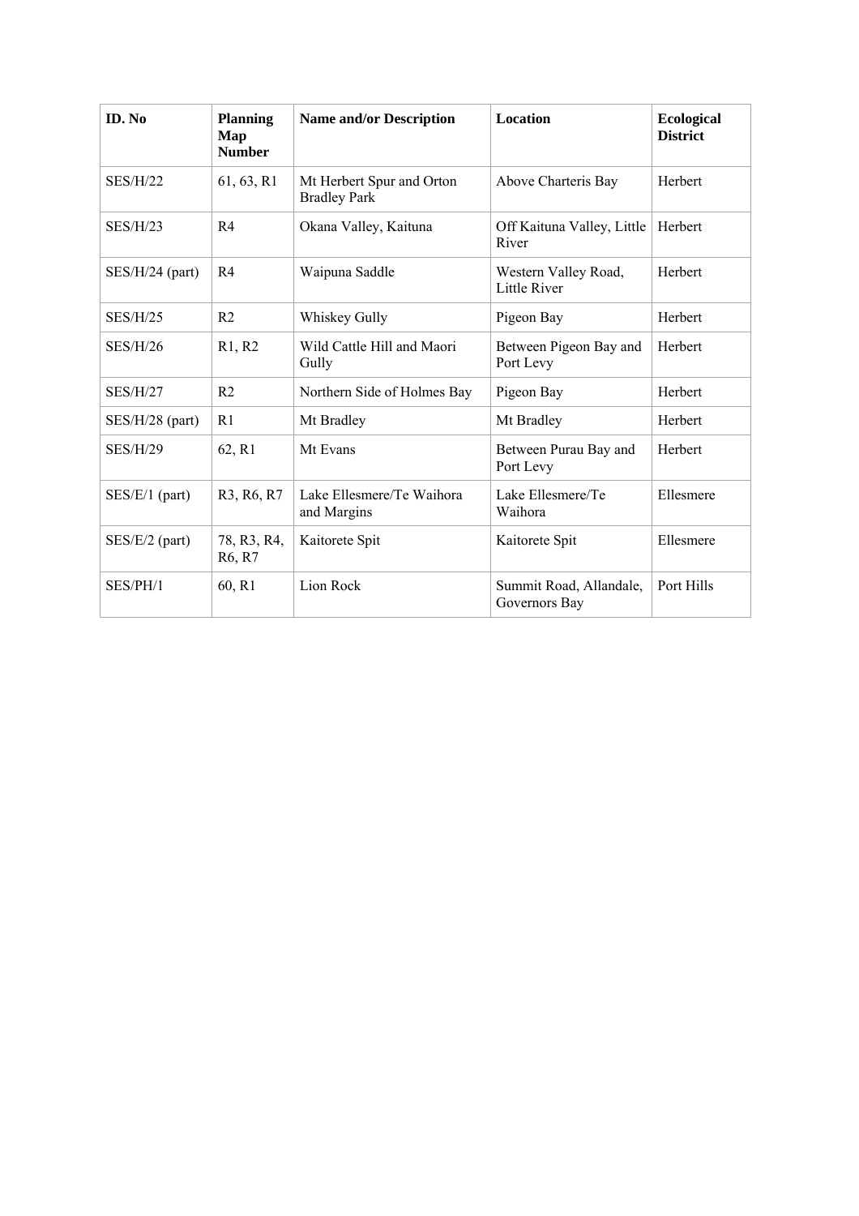| ID. No | Planning Map Number | Name and/or Description | Location | Ecological District |
|---|---|---|---|---|
| SES/H/22 | 61, 63, R1 | Mt Herbert Spur and Orton Bradley Park | Above Charteris Bay | Herbert |
| SES/H/23 | R4 | Okana Valley, Kaituna | Off Kaituna Valley, Little River | Herbert |
| SES/H/24 (part) | R4 | Waipuna Saddle | Western Valley Road, Little River | Herbert |
| SES/H/25 | R2 | Whiskey Gully | Pigeon Bay | Herbert |
| SES/H/26 | R1, R2 | Wild Cattle Hill and Maori Gully | Between Pigeon Bay and Port Levy | Herbert |
| SES/H/27 | R2 | Northern Side of Holmes Bay | Pigeon Bay | Herbert |
| SES/H/28 (part) | R1 | Mt Bradley | Mt Bradley | Herbert |
| SES/H/29 | 62, R1 | Mt Evans | Between Purau Bay and Port Levy | Herbert |
| SES/E/1 (part) | R3, R6, R7 | Lake Ellesmere/Te Waihora and Margins | Lake Ellesmere/Te Waihora | Ellesmere |
| SES/E/2 (part) | 78, R3, R4, R6, R7 | Kaitorete Spit | Kaitorete Spit | Ellesmere |
| SES/PH/1 | 60, R1 | Lion Rock | Summit Road, Allandale, Governors Bay | Port Hills |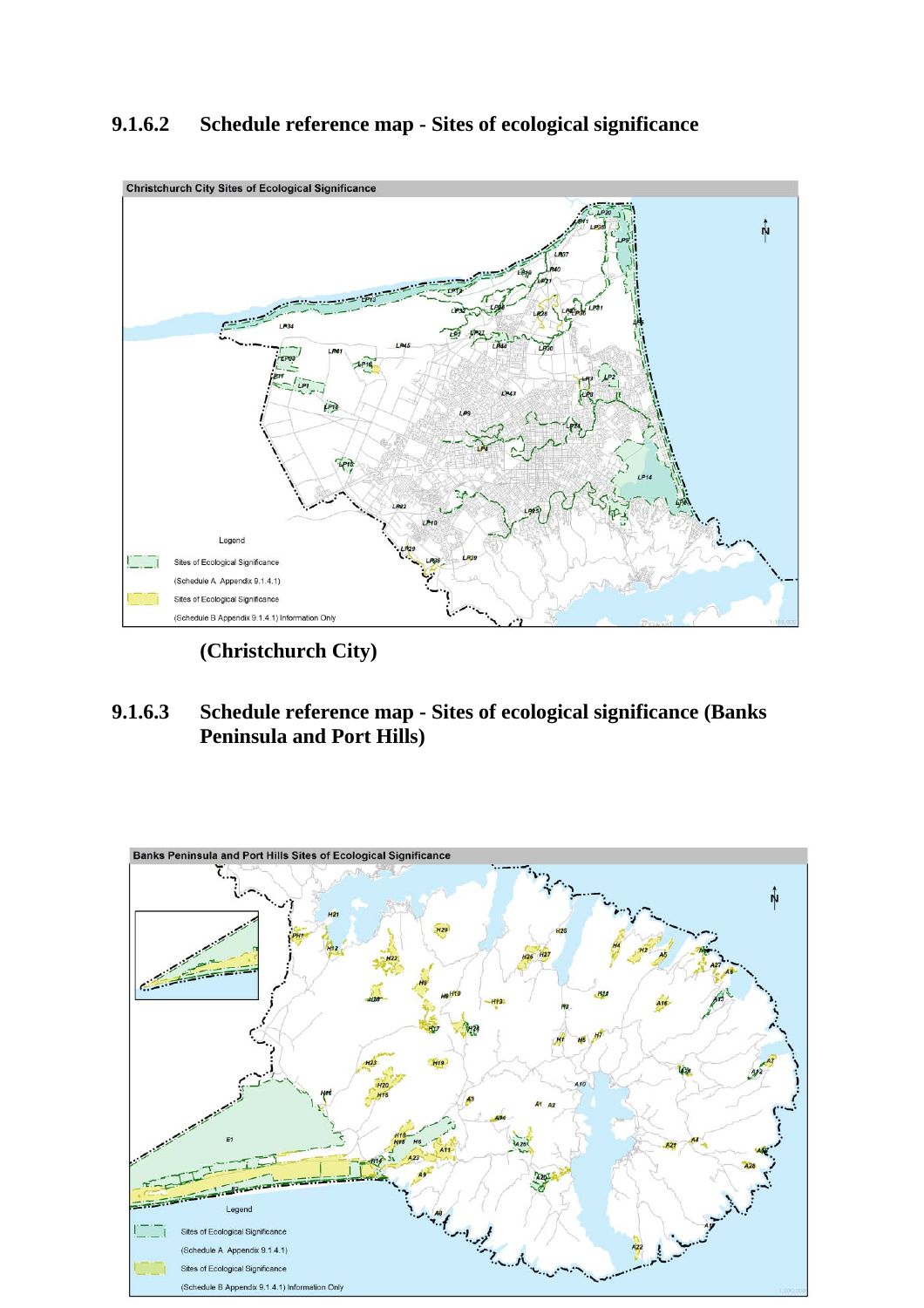### 9.1.6.2 Schedule reference map - Sites of ecological significance

Christchurch City Sites of Ecological Significance

Legend

Sites of Ecological Significance

(Schedule A Appendix 9.1.4.1)

Sites of Ecological Significance

(Schedule B Appendix 9.1.4.1) Information Only

**(Christchurch City)**

### 9.1.6.3 Schedule reference map - Sites of ecological significance (Banks Peninsula and Port Hills)

Banks Peninsula and Port Hills Sites of Ecological Significance

Legend

Sites of Ecological Significance

(Schedule A Appendix 9.1.4.1)

Sites of Ecological Significance

(Schedule B Appendix 9.1.4.1) Information Only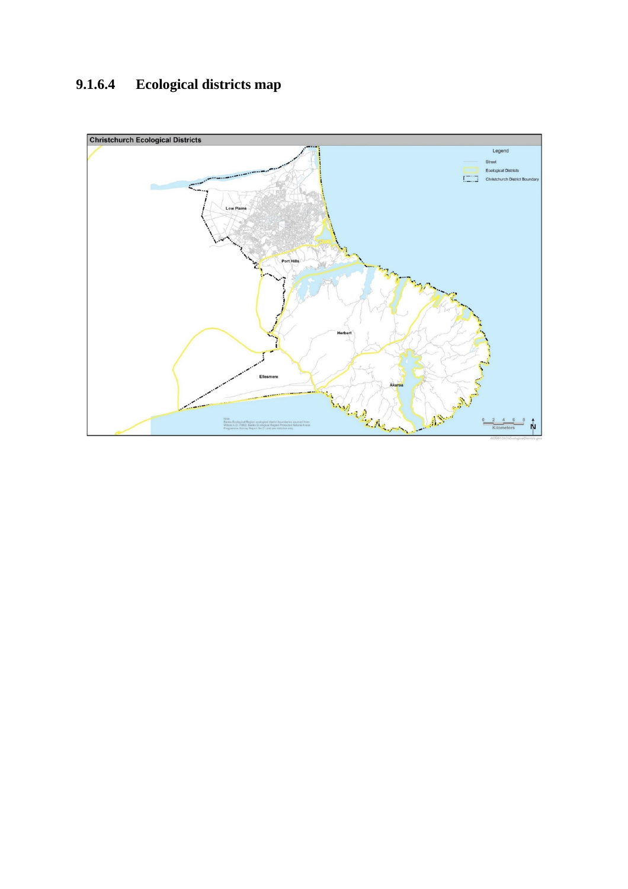## 9.1.6.4 Ecological districts map

Christchurch Ecological Districts

Legend

Street

Ecological Districts

Christchurch District Boundary

Low Plains

Port Hills

Herbert

Ellesmere

Akaroa

0 2 4 6 8

Kilometers

N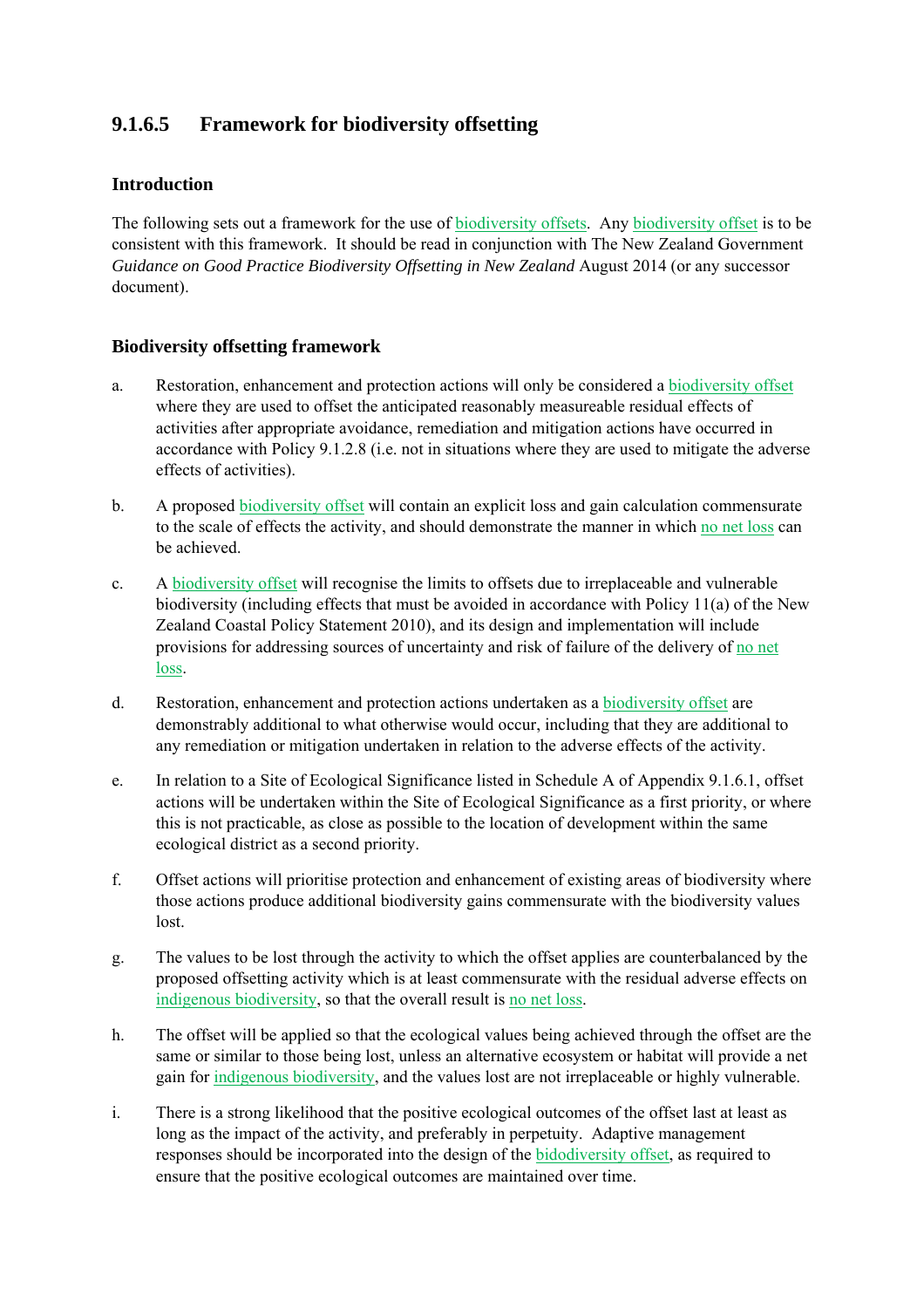## 9.1.6.5 Framework for biodiversity offsetting

### Introduction

The following sets out a framework for the use of biodiversity offsets. Any biodiversity offset is to be consistent with this framework. It should be read in conjunction with The New Zealand Government *Guidance on Good Practice Biodiversity Offsetting in New Zealand* August 2014 (or any successor document).

### Biodiversity offsetting framework

a. Restoration, enhancement and protection actions will only be considered a biodiversity offset where they are used to offset the anticipated reasonably measureable residual effects of activities after appropriate avoidance, remediation and mitigation actions have occurred in accordance with Policy 9.1.2.8 (i.e. not in situations where they are used to mitigate the adverse effects of activities).

b. A proposed biodiversity offset will contain an explicit loss and gain calculation commensurate to the scale of effects the activity, and should demonstrate the manner in which no net loss can be achieved.

c. A biodiversity offset will recognise the limits to offsets due to irreplaceable and vulnerable biodiversity (including effects that must be avoided in accordance with Policy 11(a) of the New Zealand Coastal Policy Statement 2010), and its design and implementation will include provisions for addressing sources of uncertainty and risk of failure of the delivery of no net loss.

d. Restoration, enhancement and protection actions undertaken as a biodiversity offset are demonstrably additional to what otherwise would occur, including that they are additional to any remediation or mitigation undertaken in relation to the adverse effects of the activity.

e. In relation to a Site of Ecological Significance listed in Schedule A of Appendix 9.1.6.1, offset actions will be undertaken within the Site of Ecological Significance as a first priority, or where this is not practicable, as close as possible to the location of development within the same ecological district as a second priority.

f. Offset actions will prioritise protection and enhancement of existing areas of biodiversity where those actions produce additional biodiversity gains commensurate with the biodiversity values lost.

g. The values to be lost through the activity to which the offset applies are counterbalanced by the proposed offsetting activity which is at least commensurate with the residual adverse effects on indigenous biodiversity, so that the overall result is no net loss.

h. The offset will be applied so that the ecological values being achieved through the offset are the same or similar to those being lost, unless an alternative ecosystem or habitat will provide a net gain for indigenous biodiversity, and the values lost are not irreplaceable or highly vulnerable.

i. There is a strong likelihood that the positive ecological outcomes of the offset last at least as long as the impact of the activity, and preferably in perpetuity. Adaptive management responses should be incorporated into the design of the biodiversity offset, as required to ensure that the positive ecological outcomes are maintained over time.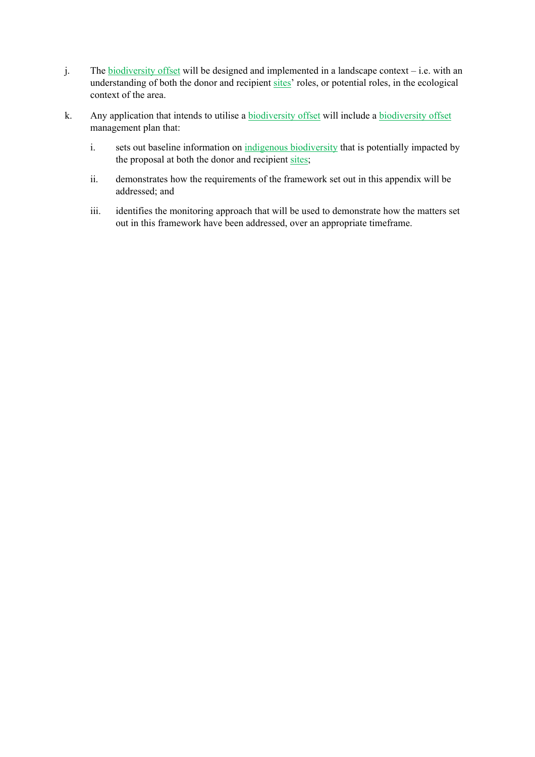j. The biodiversity offset will be designed and implemented in a landscape context – i.e. with an understanding of both the donor and recipient sites' roles, or potential roles, in the ecological context of the area.

k. Any application that intends to utilise a biodiversity offset will include a biodiversity offset management plan that:

   i. sets out baseline information on indigenous biodiversity that is potentially impacted by the proposal at both the donor and recipient sites;

   ii. demonstrates how the requirements of the framework set out in this appendix will be addressed; and

   iii. identifies the monitoring approach that will be used to demonstrate how the matters set out in this framework have been addressed, over an appropriate timeframe.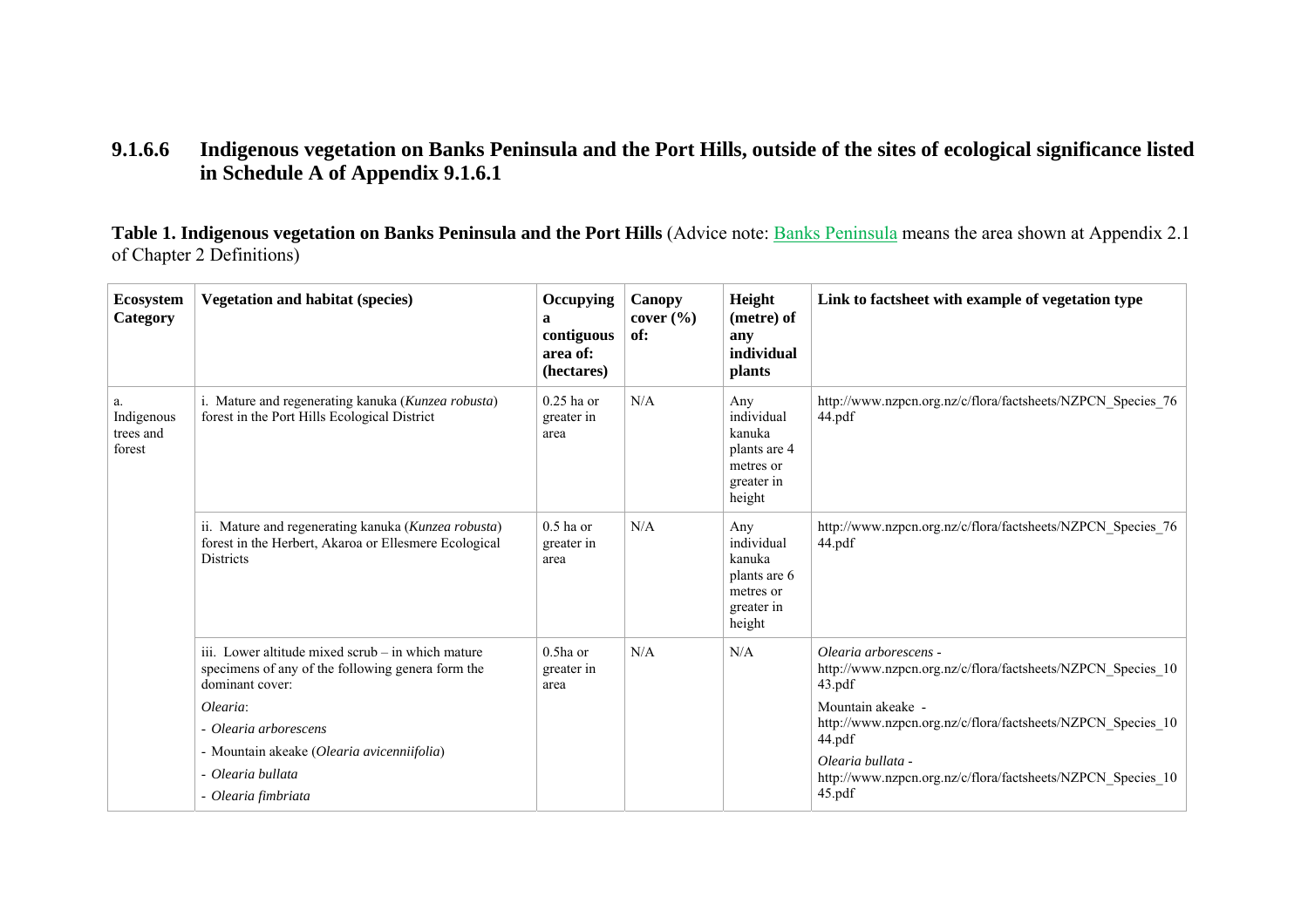### 9.1.6.6 Indigenous vegetation on Banks Peninsula and the Port Hills, outside of the sites of ecological significance listed in Schedule A of Appendix 9.1.6.1

**Table 1. Indigenous vegetation on Banks Peninsula and the Port Hills** (Advice note: Banks Peninsula means the area shown at Appendix 2.1 of Chapter 2 Definitions)

| Ecosystem Category | Vegetation and habitat (species) | Occupying a contiguous area of: (hectares) | Canopy cover (%) of: | Height (metre) of any individual plants | Link to factsheet with example of vegetation type |
|---|---|---|---|---|---|
| a. Indigenous trees and forest | i. Mature and regenerating kanuka (*Kunzea robusta*) forest in the Port Hills Ecological District | 0.25 ha or greater in area | N/A | Any individual kanuka plants are 4 metres or greater in height | http://www.nzpcn.org.nz/c/flora/factsheets/NZPCN_Species_7644.pdf |
| | ii. Mature and regenerating kanuka (*Kunzea robusta*) forest in the Herbert, Akaroa or Ellesmere Ecological Districts | 0.5 ha or greater in area | N/A | Any individual kanuka plants are 6 metres or greater in height | http://www.nzpcn.org.nz/c/flora/factsheets/NZPCN_Species_7644.pdf |
| | iii. Lower altitude mixed scrub – in which mature specimens of any of the following genera form the dominant cover:<br>*Olearia*:<br>- *Olearia arborescens*<br>- Mountain akeake (*Olearia avicenniifolia*)<br>- *Olearia bullata*<br>- *Olearia fimbriata* | 0.5ha or greater in area | N/A | N/A | *Olearia arborescens* - http://www.nzpcn.org.nz/c/flora/factsheets/NZPCN_Species_1043.pdf<br>Mountain akeake - http://www.nzpcn.org.nz/c/flora/factsheets/NZPCN_Species_1044.pdf<br>*Olearia bullata* - http://www.nzpcn.org.nz/c/flora/factsheets/NZPCN_Species_1045.pdf |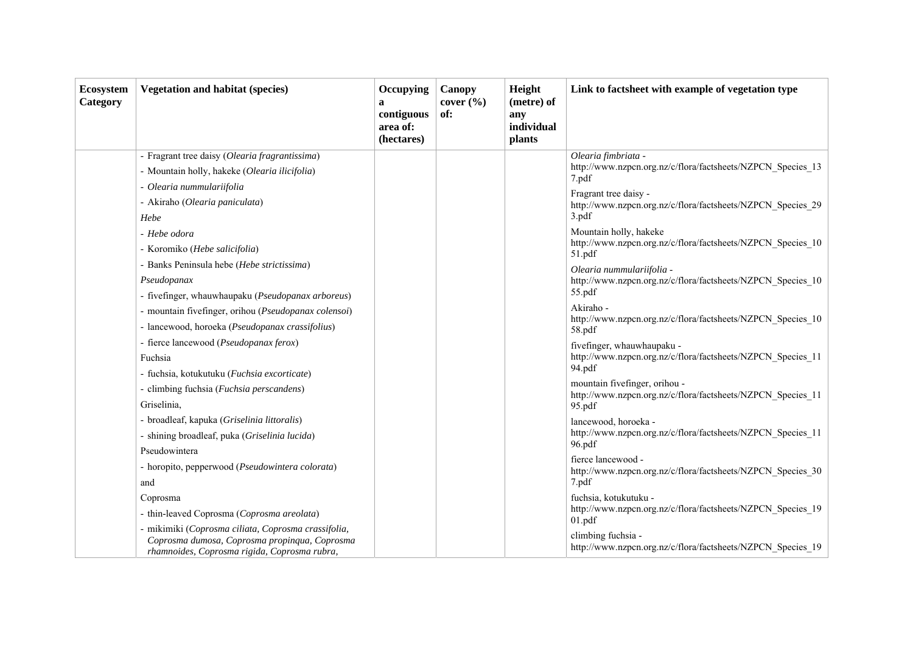| Ecosystem Category | Vegetation and habitat (species) | Occupying a contiguous area of: (hectares) | Canopy cover (%) of: | Height (metre) of any individual plants | Link to factsheet with example of vegetation type |
|---|---|---|---|---|---|
| | - Fragrant tree daisy (*Olearia fragrantissima*)<br>- Mountain holly, hakeke (*Olearia ilicifolia*)<br>- *Olearia nummulariifolia*<br>- Akiraho (*Olearia paniculata*)<br>*Hebe*<br>- *Hebe odora*<br>- Koromiko (*Hebe salicifolia*)<br>- Banks Peninsula hebe (*Hebe strictissima*)<br>*Pseudopanax*<br>- fivefinger, whauwhaupaku (*Pseudopanax arboreus*)<br>- mountain fivefinger, orihou (*Pseudopanax colensoi*)<br>- lancewood, horoeka (*Pseudopanax crassifolius*)<br>- fierce lancewood (*Pseudopanax ferox*)<br>Fuchsia<br>- fuchsia, kotukutuku (*Fuchsia excorticate*)<br>- climbing fuchsia (*Fuchsia perscandens*)<br>Griselinia,<br>- broadleaf, kapuka (*Griselinia littoralis*)<br>- shining broadleaf, puka (*Griselinia lucida*)<br>Pseudowintera<br>- horopito, pepperwood (*Pseudowintera colorata*)<br>and<br>Coprosma<br>- thin-leaved Coprosma (*Coprosma areolata*)<br>- mikimiki (*Coprosma ciliata, Coprosma crassifolia, Coprosma dumosa, Coprosma propinqua, Coprosma rhamnoides, Coprosma rigida, Coprosma rubra,* | | | | *Olearia fimbriata* - http://www.nzpcn.org.nz/c/flora/factsheets/NZPCN_Species_137.pdf<br>Fragrant tree daisy - http://www.nzpcn.org.nz/c/flora/factsheets/NZPCN_Species_293.pdf<br>Mountain holly, hakeke http://www.nzpcn.org.nz/c/flora/factsheets/NZPCN_Species_1051.pdf<br>*Olearia nummulariifolia* - http://www.nzpcn.org.nz/c/flora/factsheets/NZPCN_Species_1055.pdf<br>Akiraho - http://www.nzpcn.org.nz/c/flora/factsheets/NZPCN_Species_1058.pdf<br>fivefinger, whauwhaupaku - http://www.nzpcn.org.nz/c/flora/factsheets/NZPCN_Species_1194.pdf<br>mountain fivefinger, orihou - http://www.nzpcn.org.nz/c/flora/factsheets/NZPCN_Species_1195.pdf<br>lancewood, horoeka - http://www.nzpcn.org.nz/c/flora/factsheets/NZPCN_Species_1196.pdf<br>fierce lancewood - http://www.nzpcn.org.nz/c/flora/factsheets/NZPCN_Species_307.pdf<br>fuchsia, kotukutuku - http://www.nzpcn.org.nz/c/flora/factsheets/NZPCN_Species_1901.pdf<br>climbing fuchsia - http://www.nzpcn.org.nz/c/flora/factsheets/NZPCN_Species_19 |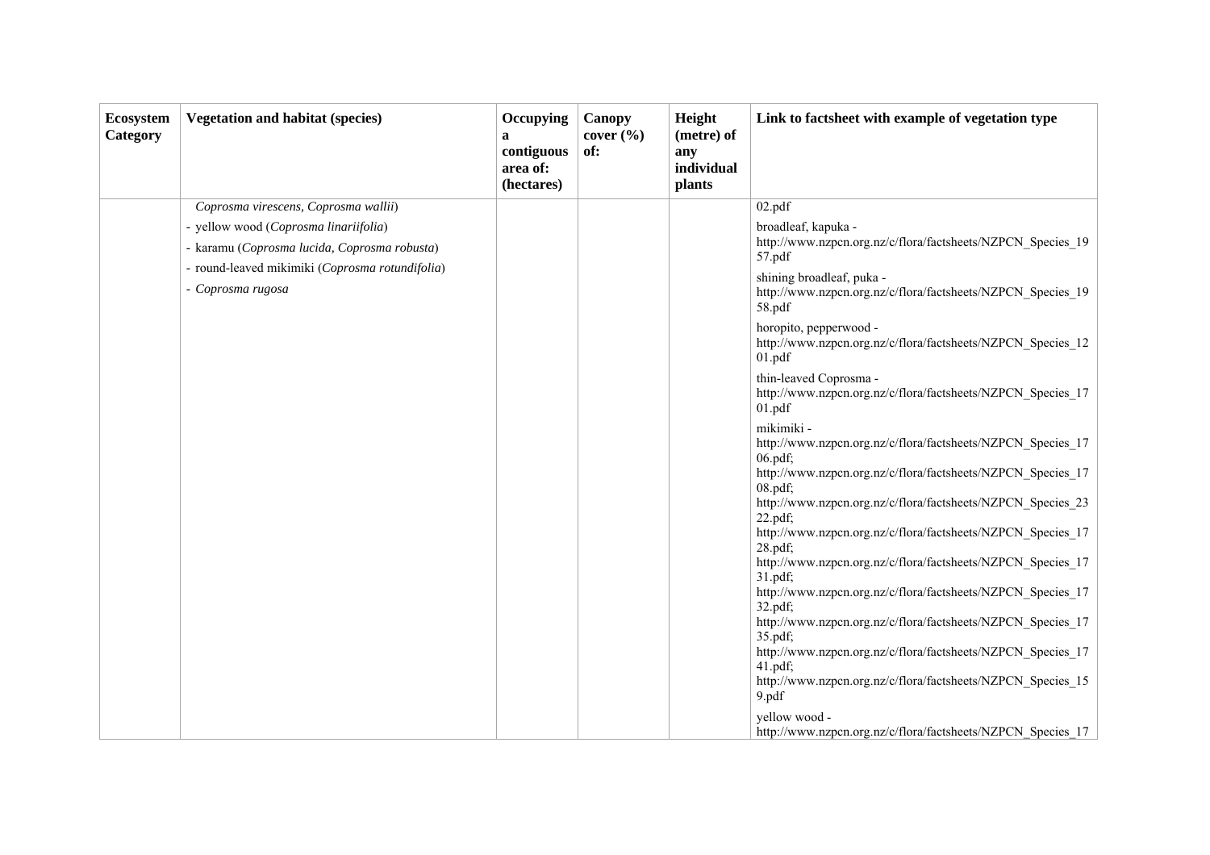| Ecosystem Category | Vegetation and habitat (species) | Occupying a contiguous area of: (hectares) | Canopy cover (%) of: | Height (metre) of any individual plants | Link to factsheet with example of vegetation type |
|---|---|---|---|---|---|
| | *Coprosma virescens, Coprosma wallii*)<br>- yellow wood (*Coprosma linariifolia*)<br>- karamu (*Coprosma lucida, Coprosma robusta*)<br>- round-leaved mikimiki (*Coprosma rotundifolia*)<br>- *Coprosma rugosa* | | | | 02.pdf<br><br>broadleaf, kapuka - http://www.nzpcn.org.nz/c/flora/factsheets/NZPCN_Species_1957.pdf<br><br>shining broadleaf, puka - http://www.nzpcn.org.nz/c/flora/factsheets/NZPCN_Species_1958.pdf<br><br>horopito, pepperwood - http://www.nzpcn.org.nz/c/flora/factsheets/NZPCN_Species_1201.pdf<br><br>thin-leaved Coprosma - http://www.nzpcn.org.nz/c/flora/factsheets/NZPCN_Species_1701.pdf<br><br>mikimiki - http://www.nzpcn.org.nz/c/flora/factsheets/NZPCN_Species_1706.pdf; http://www.nzpcn.org.nz/c/flora/factsheets/NZPCN_Species_1708.pdf; http://www.nzpcn.org.nz/c/flora/factsheets/NZPCN_Species_2322.pdf; http://www.nzpcn.org.nz/c/flora/factsheets/NZPCN_Species_1728.pdf; http://www.nzpcn.org.nz/c/flora/factsheets/NZPCN_Species_1731.pdf; http://www.nzpcn.org.nz/c/flora/factsheets/NZPCN_Species_1732.pdf; http://www.nzpcn.org.nz/c/flora/factsheets/NZPCN_Species_1735.pdf; http://www.nzpcn.org.nz/c/flora/factsheets/NZPCN_Species_1741.pdf; http://www.nzpcn.org.nz/c/flora/factsheets/NZPCN_Species_159.pdf<br><br>yellow wood - http://www.nzpcn.org.nz/c/flora/factsheets/NZPCN_Species_17 |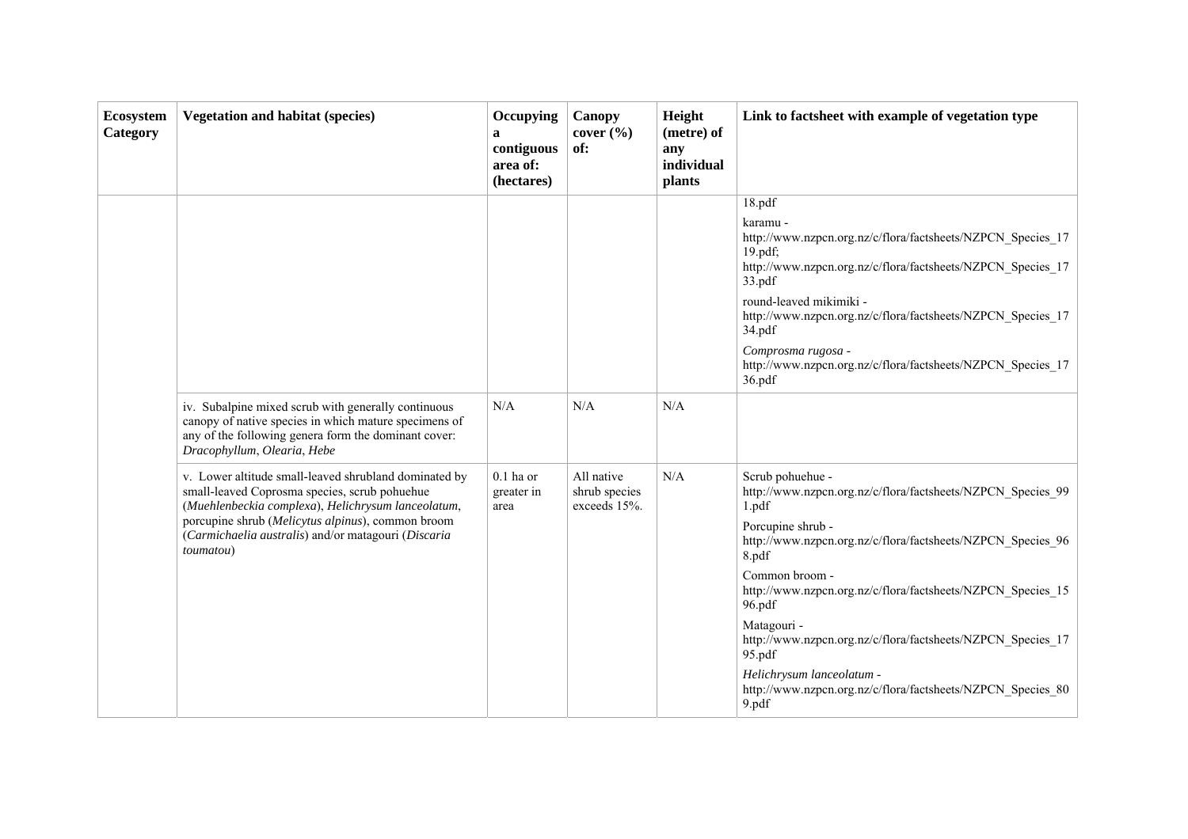| Ecosystem Category | Vegetation and habitat (species) | Occupying a contiguous area of: (hectares) | Canopy cover (%) of: | Height (metre) of any individual plants | Link to factsheet with example of vegetation type |
|---|---|---|---|---|---|
| | | | | | 18.pdf<br><br>karamu - http://www.nzpcn.org.nz/c/flora/factsheets/NZPCN_Species_1719.pdf; http://www.nzpcn.org.nz/c/flora/factsheets/NZPCN_Species_1733.pdf<br><br>round-leaved mikimiki - http://www.nzpcn.org.nz/c/flora/factsheets/NZPCN_Species_1734.pdf<br><br>*Comprosma rugosa* - http://www.nzpcn.org.nz/c/flora/factsheets/NZPCN_Species_1736.pdf |
| | iv. Subalpine mixed scrub with generally continuous canopy of native species in which mature specimens of any of the following genera form the dominant cover: *Dracophyllum*, *Olearia*, *Hebe* | N/A | N/A | N/A | |
| | v. Lower altitude small-leaved shrubland dominated by small-leaved Coprosma species, scrub pohuehue (*Muehlenbeckia complexa*), *Helichrysum lanceolatum*, porcupine shrub (*Melicytus alpinus*), common broom (*Carmichaelia australis*) and/or matagouri (*Discaria toumatou*) | 0.1 ha or greater in area | All native shrub species exceeds 15%. | N/A | Scrub pohuehue - http://www.nzpcn.org.nz/c/flora/factsheets/NZPCN_Species_991.pdf<br><br>Porcupine shrub - http://www.nzpcn.org.nz/c/flora/factsheets/NZPCN_Species_968.pdf<br><br>Common broom - http://www.nzpcn.org.nz/c/flora/factsheets/NZPCN_Species_1596.pdf<br><br>Matagouri - http://www.nzpcn.org.nz/c/flora/factsheets/NZPCN_Species_1795.pdf<br><br>*Helichrysum lanceolatum* - http://www.nzpcn.org.nz/c/flora/factsheets/NZPCN_Species_809.pdf |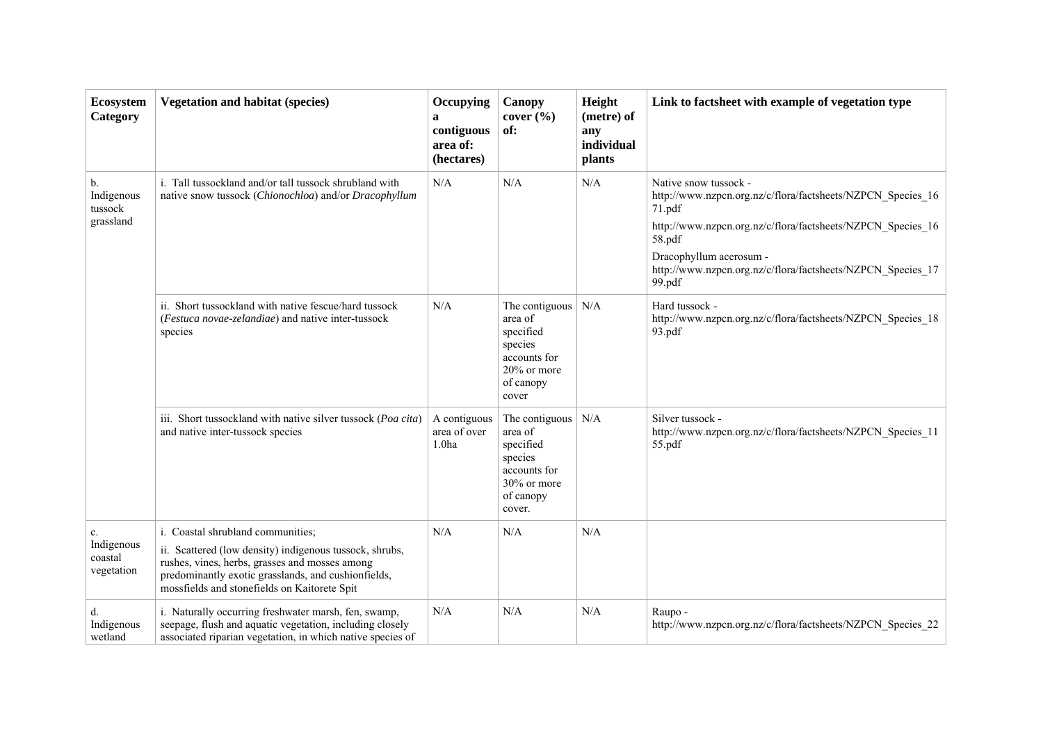| Ecosystem Category | Vegetation and habitat (species) | Occupying a contiguous area of: (hectares) | Canopy cover (%) of: | Height (metre) of any individual plants | Link to factsheet with example of vegetation type |
|---|---|---|---|---|---|
| b. Indigenous tussock grassland | i. Tall tussockland and/or tall tussock shrubland with native snow tussock (*Chionochloa*) and/or *Dracophyllum* | N/A | N/A | N/A | Native snow tussock - http://www.nzpcn.org.nz/c/flora/factsheets/NZPCN_Species_1671.pdf<br>http://www.nzpcn.org.nz/c/flora/factsheets/NZPCN_Species_1658.pdf<br>Dracophyllum acerosum - http://www.nzpcn.org.nz/c/flora/factsheets/NZPCN_Species_1799.pdf |
| | ii. Short tussockland with native fescue/hard tussock (*Festuca novae-zelandiae*) and native inter-tussock species | N/A | The contiguous area of specified species accounts for 20% or more of canopy cover | N/A | Hard tussock - http://www.nzpcn.org.nz/c/flora/factsheets/NZPCN_Species_1893.pdf |
| | iii. Short tussockland with native silver tussock (*Poa cita*) and native inter-tussock species | A contiguous area of over 1.0ha | The contiguous area of specified species accounts for 30% or more of canopy cover. | N/A | Silver tussock - http://www.nzpcn.org.nz/c/flora/factsheets/NZPCN_Species_1155.pdf |
| c. Indigenous coastal vegetation | i. Coastal shrubland communities;<br>ii. Scattered (low density) indigenous tussock, shrubs, rushes, vines, herbs, grasses and mosses among predominantly exotic grasslands, and cushionfields, mossfields and stonefields on Kaitorete Spit | N/A | N/A | N/A | |
| d. Indigenous wetland | i. Naturally occurring freshwater marsh, fen, swamp, seepage, flush and aquatic vegetation, including closely associated riparian vegetation, in which native species of | N/A | N/A | N/A | Raupo - http://www.nzpcn.org.nz/c/flora/factsheets/NZPCN_Species_22 |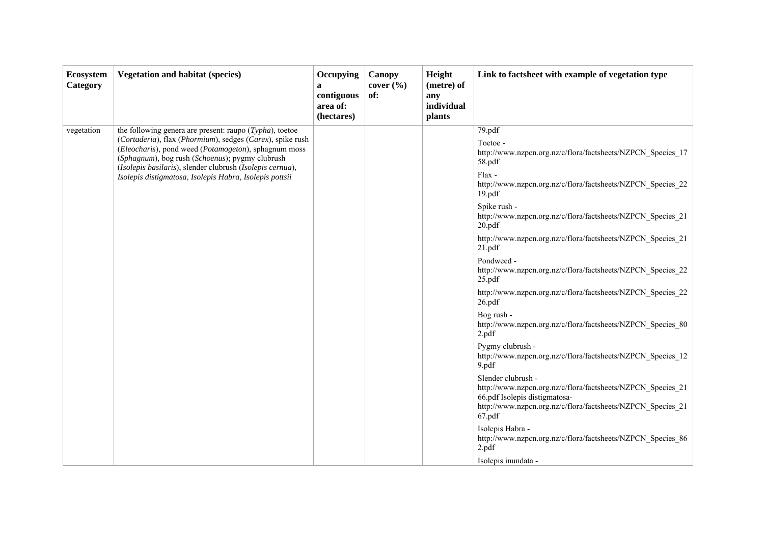| Ecosystem Category | Vegetation and habitat (species) | Occupying a contiguous area of: (hectares) | Canopy cover (%) of: | Height (metre) of any individual plants | Link to factsheet with example of vegetation type |
|---|---|---|---|---|---|
| vegetation | the following genera are present: raupo (*Typha*), toetoe (*Cortaderia*), flax (*Phormium*), sedges (*Carex*), spike rush (*Eleocharis*), pond weed (*Potamogeton*), sphagnum moss (*Sphagnum*), bog rush (*Schoenus*); pygmy clubrush (*Isolepis basilaris*), slender clubrush (*Isolepis cernua*), *Isolepis distigmatosa*, *Isolepis Habra*, *Isolepis pottsii* | | | | 79.pdf<br><br>Toetoe - http://www.nzpcn.org.nz/c/flora/factsheets/NZPCN_Species_1758.pdf<br><br>Flax - http://www.nzpcn.org.nz/c/flora/factsheets/NZPCN_Species_2219.pdf<br><br>Spike rush - http://www.nzpcn.org.nz/c/flora/factsheets/NZPCN_Species_2120.pdf<br><br>http://www.nzpcn.org.nz/c/flora/factsheets/NZPCN_Species_2121.pdf<br><br>Pondweed - http://www.nzpcn.org.nz/c/flora/factsheets/NZPCN_Species_2225.pdf<br><br>http://www.nzpcn.org.nz/c/flora/factsheets/NZPCN_Species_2226.pdf<br><br>Bog rush - http://www.nzpcn.org.nz/c/flora/factsheets/NZPCN_Species_802.pdf<br><br>Pygmy clubrush - http://www.nzpcn.org.nz/c/flora/factsheets/NZPCN_Species_129.pdf<br><br>Slender clubrush - http://www.nzpcn.org.nz/c/flora/factsheets/NZPCN_Species_2166.pdf Isolepis distigmatosa- http://www.nzpcn.org.nz/c/flora/factsheets/NZPCN_Species_2167.pdf<br><br>Isolepis Habra - http://www.nzpcn.org.nz/c/flora/factsheets/NZPCN_Species_862.pdf<br><br>Isolepis inundata - |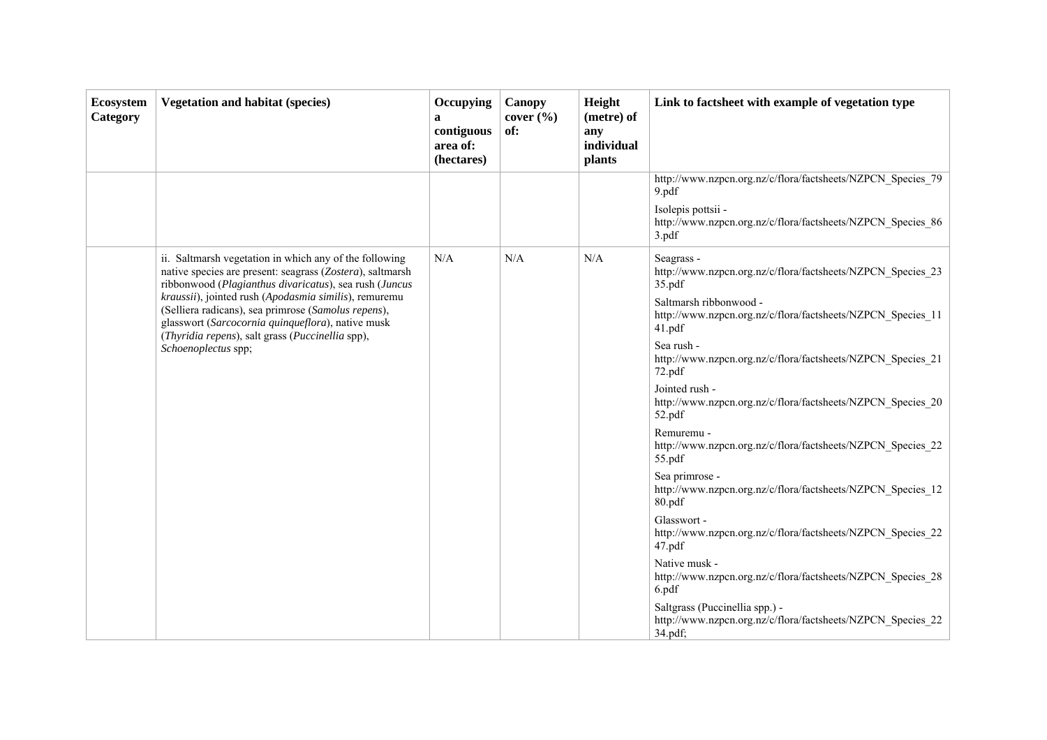| Ecosystem Category | Vegetation and habitat (species) | Occupying a contiguous area of: (hectares) | Canopy cover (%) of: | Height (metre) of any individual plants | Link to factsheet with example of vegetation type |
|---|---|---|---|---|---|
| | | | | | http://www.nzpcn.org.nz/c/flora/factsheets/NZPCN_Species_799.pdf<br><br>Isolepis pottsii - http://www.nzpcn.org.nz/c/flora/factsheets/NZPCN_Species_863.pdf |
| | ii. Saltmarsh vegetation in which any of the following native species are present: seagrass (*Zostera*), saltmarsh ribbonwood (*Plagianthus divaricatus*), sea rush (*Juncus kraussii*), jointed rush (*Apodasmia similis*), remuremu (Selliera radicans), sea primrose (*Samolus repens*), glasswort (*Sarcocornia quinqueflora*), native musk (*Thyridia repens*), salt grass (*Puccinellia* spp), *Schoenoplectus* spp; | N/A | N/A | N/A | Seagrass - http://www.nzpcn.org.nz/c/flora/factsheets/NZPCN_Species_2335.pdf<br><br>Saltmarsh ribbonwood - http://www.nzpcn.org.nz/c/flora/factsheets/NZPCN_Species_1141.pdf<br><br>Sea rush - http://www.nzpcn.org.nz/c/flora/factsheets/NZPCN_Species_2172.pdf<br><br>Jointed rush - http://www.nzpcn.org.nz/c/flora/factsheets/NZPCN_Species_2052.pdf<br><br>Remuremu - http://www.nzpcn.org.nz/c/flora/factsheets/NZPCN_Species_2255.pdf<br><br>Sea primrose - http://www.nzpcn.org.nz/c/flora/factsheets/NZPCN_Species_1280.pdf<br><br>Glasswort - http://www.nzpcn.org.nz/c/flora/factsheets/NZPCN_Species_2247.pdf<br><br>Native musk - http://www.nzpcn.org.nz/c/flora/factsheets/NZPCN_Species_286.pdf<br><br>Saltgrass (Puccinellia spp.) - http://www.nzpcn.org.nz/c/flora/factsheets/NZPCN_Species_2234.pdf; |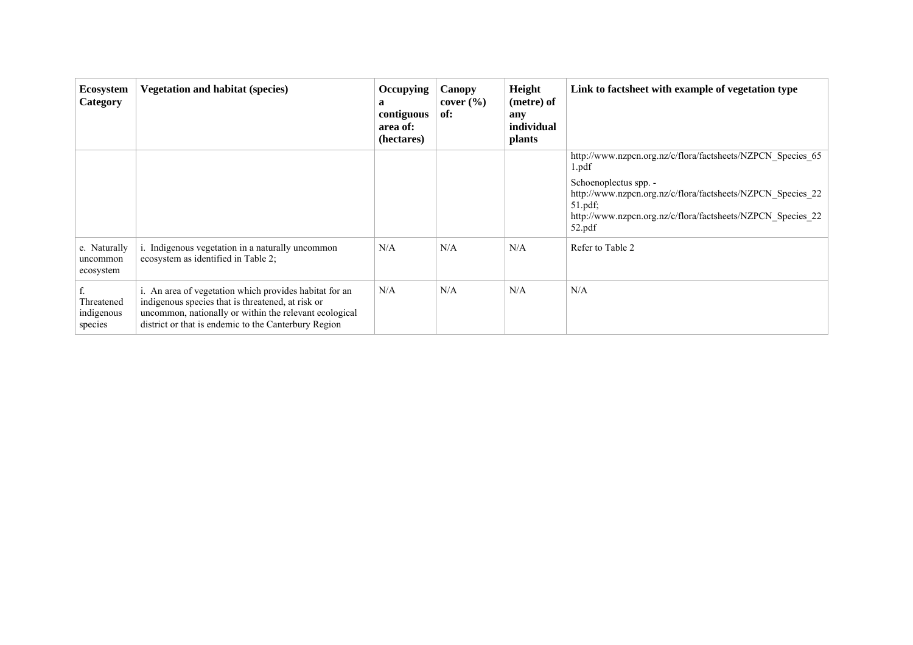| Ecosystem Category | Vegetation and habitat (species) | Occupying a contiguous area of: (hectares) | Canopy cover (%) of: | Height (metre) of any individual plants | Link to factsheet with example of vegetation type |
|---|---|---|---|---|---|
| | | | | | http://www.nzpcn.org.nz/c/flora/factsheets/NZPCN_Species_651.pdf<br>Schoenoplectus spp. - http://www.nzpcn.org.nz/c/flora/factsheets/NZPCN_Species_2251.pdf; http://www.nzpcn.org.nz/c/flora/factsheets/NZPCN_Species_2252.pdf |
| e. Naturally uncommon ecosystem | i. Indigenous vegetation in a naturally uncommon ecosystem as identified in Table 2; | N/A | N/A | N/A | Refer to Table 2 |
| f. Threatened indigenous species | i. An area of vegetation which provides habitat for an indigenous species that is threatened, at risk or uncommon, nationally or within the relevant ecological district or that is endemic to the Canterbury Region | N/A | N/A | N/A | N/A |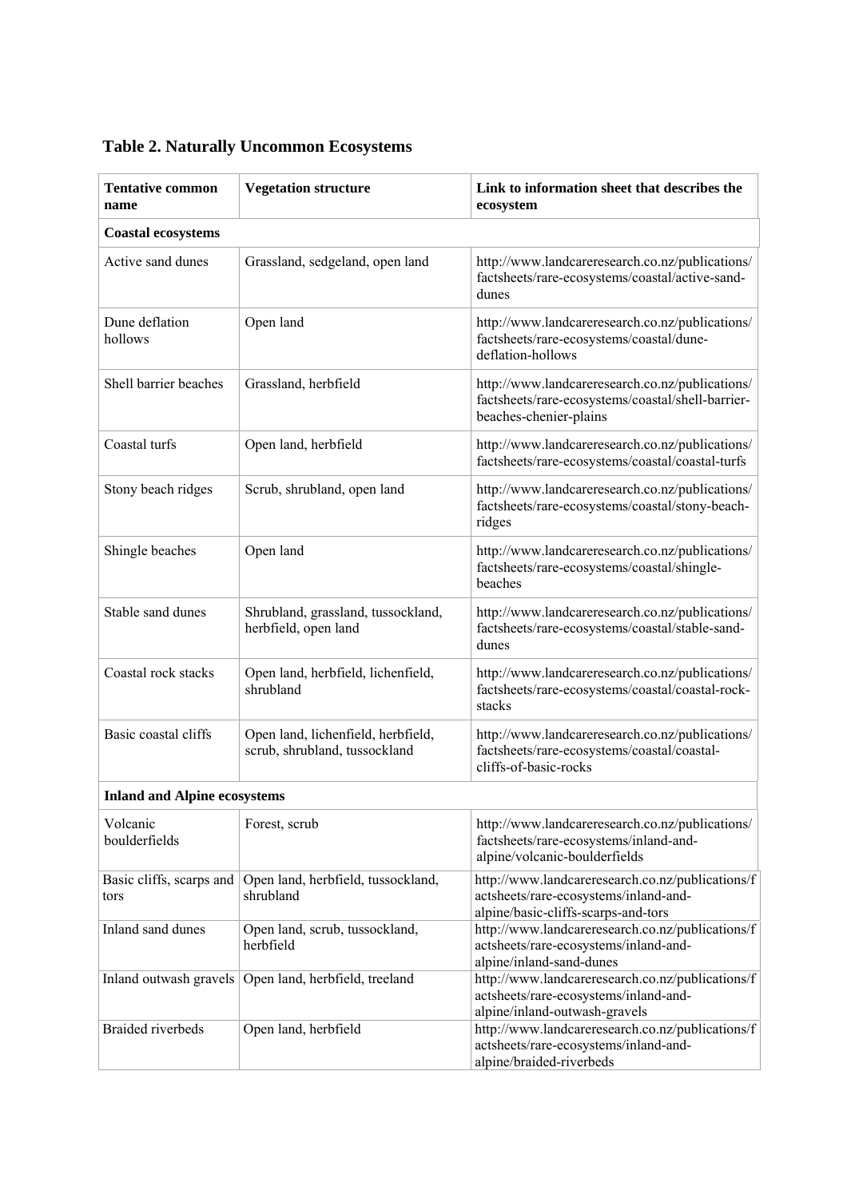## Table 2. Naturally Uncommon Ecosystems

| Tentative common name | Vegetation structure | Link to information sheet that describes the ecosystem |
|---|---|---|
| **Coastal ecosystems** | | |
| Active sand dunes | Grassland, sedgeland, open land | http://www.landcareresearch.co.nz/publications/factsheets/rare-ecosystems/coastal/active-sand-dunes |
| Dune deflation hollows | Open land | http://www.landcareresearch.co.nz/publications/factsheets/rare-ecosystems/coastal/dune-deflation-hollows |
| Shell barrier beaches | Grassland, herbfield | http://www.landcareresearch.co.nz/publications/factsheets/rare-ecosystems/coastal/shell-barrier-beaches-chenier-plains |
| Coastal turfs | Open land, herbfield | http://www.landcareresearch.co.nz/publications/factsheets/rare-ecosystems/coastal/coastal-turfs |
| Stony beach ridges | Scrub, shrubland, open land | http://www.landcareresearch.co.nz/publications/factsheets/rare-ecosystems/coastal/stony-beach-ridges |
| Shingle beaches | Open land | http://www.landcareresearch.co.nz/publications/factsheets/rare-ecosystems/coastal/shingle-beaches |
| Stable sand dunes | Shrubland, grassland, tussockland, herbfield, open land | http://www.landcareresearch.co.nz/publications/factsheets/rare-ecosystems/coastal/stable-sand-dunes |
| Coastal rock stacks | Open land, herbfield, lichenfield, shrubland | http://www.landcareresearch.co.nz/publications/factsheets/rare-ecosystems/coastal/coastal-rock-stacks |
| Basic coastal cliffs | Open land, lichenfield, herbfield, scrub, shrubland, tussockland | http://www.landcareresearch.co.nz/publications/factsheets/rare-ecosystems/coastal/coastal-cliffs-of-basic-rocks |
| **Inland and Alpine ecosystems** | | |
| Volcanic boulderfields | Forest, scrub | http://www.landcareresearch.co.nz/publications/factsheets/rare-ecosystems/inland-and-alpine/volcanic-boulderfields |
| Basic cliffs, scarps and tors | Open land, herbfield, tussockland, shrubland | http://www.landcareresearch.co.nz/publications/factsheets/rare-ecosystems/inland-and-alpine/basic-cliffs-scarps-and-tors |
| Inland sand dunes | Open land, scrub, tussockland, herbfield | http://www.landcareresearch.co.nz/publications/factsheets/rare-ecosystems/inland-and-alpine/inland-sand-dunes |
| Inland outwash gravels | Open land, herbfield, treeland | http://www.landcareresearch.co.nz/publications/factsheets/rare-ecosystems/inland-and-alpine/inland-outwash-gravels |
| Braided riverbeds | Open land, herbfield | http://www.landcareresearch.co.nz/publications/factsheets/rare-ecosystems/inland-and-alpine/braided-riverbeds |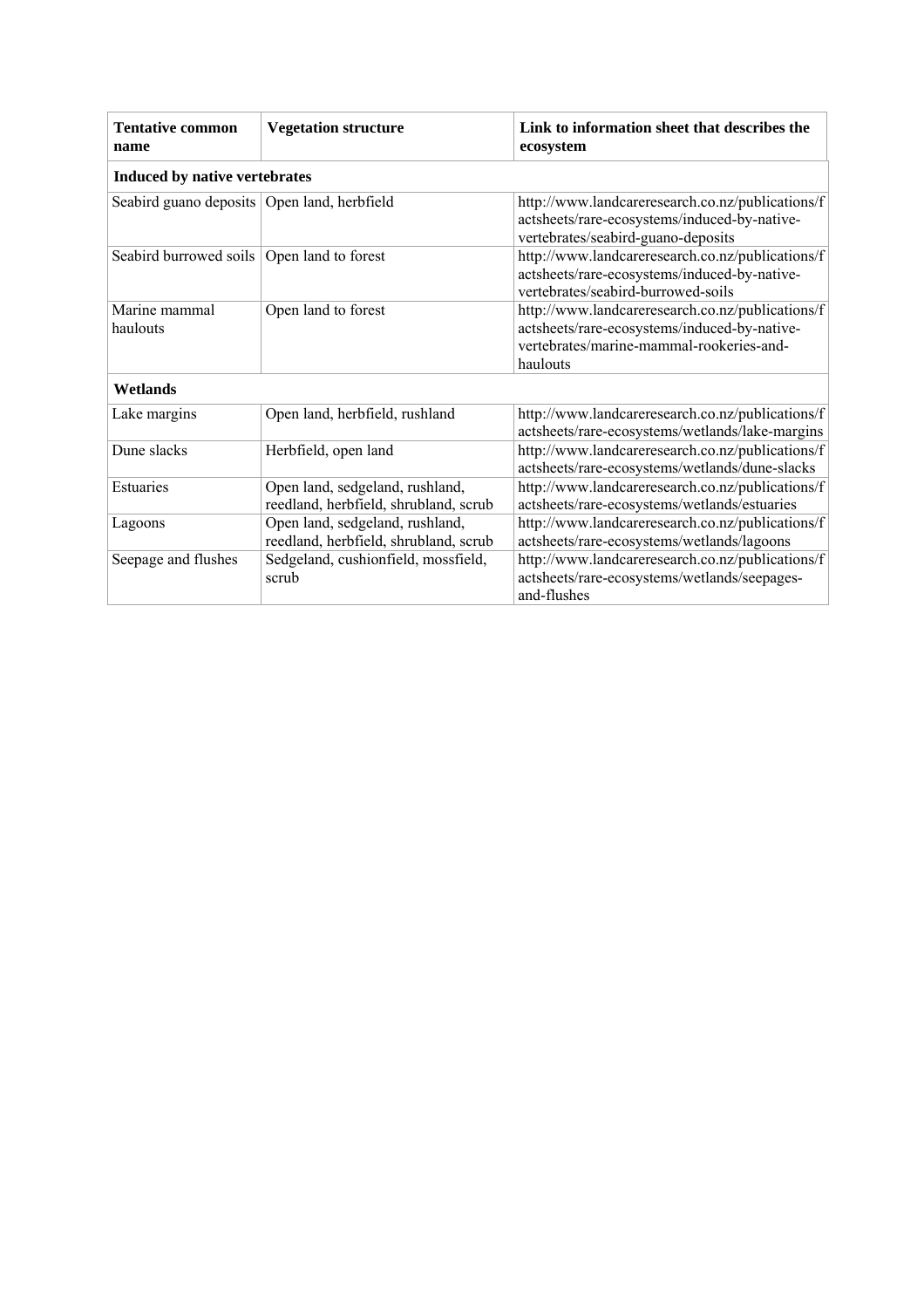| Tentative common name | Vegetation structure | Link to information sheet that describes the ecosystem |
|---|---|---|
| **Induced by native vertebrates** | | |
| Seabird guano deposits | Open land, herbfield | http://www.landcareresearch.co.nz/publications/factsheets/rare-ecosystems/induced-by-native-vertebrates/seabird-guano-deposits |
| Seabird burrowed soils | Open land to forest | http://www.landcareresearch.co.nz/publications/factsheets/rare-ecosystems/induced-by-native-vertebrates/seabird-burrowed-soils |
| Marine mammal haulouts | Open land to forest | http://www.landcareresearch.co.nz/publications/factsheets/rare-ecosystems/induced-by-native-vertebrates/marine-mammal-rookeries-and-haulouts |
| **Wetlands** | | |
| Lake margins | Open land, herbfield, rushland | http://www.landcareresearch.co.nz/publications/factsheets/rare-ecosystems/wetlands/lake-margins |
| Dune slacks | Herbfield, open land | http://www.landcareresearch.co.nz/publications/factsheets/rare-ecosystems/wetlands/dune-slacks |
| Estuaries | Open land, sedgeland, rushland, reedland, herbfield, shrubland, scrub | http://www.landcareresearch.co.nz/publications/factsheets/rare-ecosystems/wetlands/estuaries |
| Lagoons | Open land, sedgeland, rushland, reedland, herbfield, shrubland, scrub | http://www.landcareresearch.co.nz/publications/factsheets/rare-ecosystems/wetlands/lagoons |
| Seepage and flushes | Sedgeland, cushionfield, mossfield, scrub | http://www.landcareresearch.co.nz/publications/factsheets/rare-ecosystems/wetlands/seepages-and-flushes |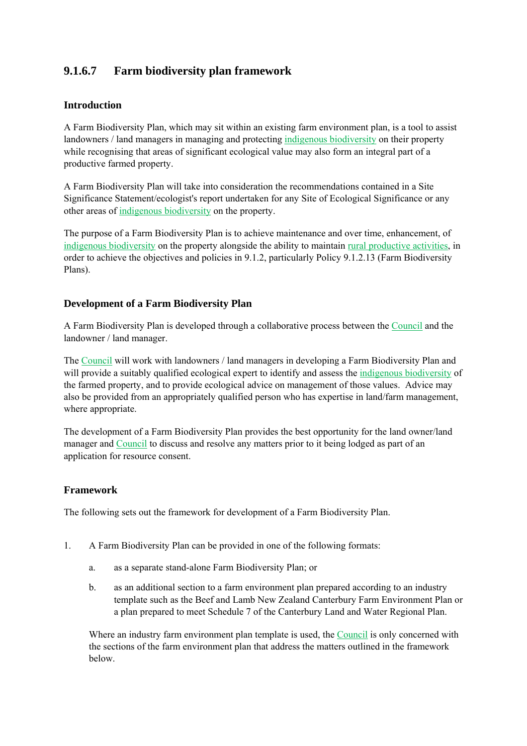## 9.1.6.7 Farm biodiversity plan framework

### Introduction

A Farm Biodiversity Plan, which may sit within an existing farm environment plan, is a tool to assist landowners / land managers in managing and protecting indigenous biodiversity on their property while recognising that areas of significant ecological value may also form an integral part of a productive farmed property.

A Farm Biodiversity Plan will take into consideration the recommendations contained in a Site Significance Statement/ecologist's report undertaken for any Site of Ecological Significance or any other areas of indigenous biodiversity on the property.

The purpose of a Farm Biodiversity Plan is to achieve maintenance and over time, enhancement, of indigenous biodiversity on the property alongside the ability to maintain rural productive activities, in order to achieve the objectives and policies in 9.1.2, particularly Policy 9.1.2.13 (Farm Biodiversity Plans).

### Development of a Farm Biodiversity Plan

A Farm Biodiversity Plan is developed through a collaborative process between the Council and the landowner / land manager.

The Council will work with landowners / land managers in developing a Farm Biodiversity Plan and will provide a suitably qualified ecological expert to identify and assess the indigenous biodiversity of the farmed property, and to provide ecological advice on management of those values. Advice may also be provided from an appropriately qualified person who has expertise in land/farm management, where appropriate.

The development of a Farm Biodiversity Plan provides the best opportunity for the land owner/land manager and Council to discuss and resolve any matters prior to it being lodged as part of an application for resource consent.

### Framework

The following sets out the framework for development of a Farm Biodiversity Plan.

1. A Farm Biodiversity Plan can be provided in one of the following formats:

   a. as a separate stand-alone Farm Biodiversity Plan; or

   b. as an additional section to a farm environment plan prepared according to an industry template such as the Beef and Lamb New Zealand Canterbury Farm Environment Plan or a plan prepared to meet Schedule 7 of the Canterbury Land and Water Regional Plan.

   Where an industry farm environment plan template is used, the Council is only concerned with the sections of the farm environment plan that address the matters outlined in the framework below.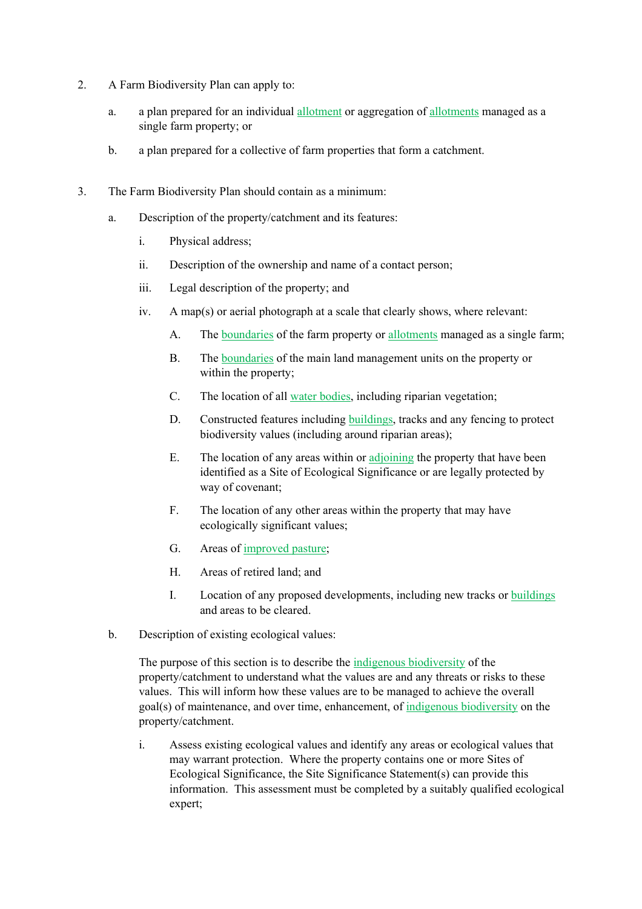2. A Farm Biodiversity Plan can apply to:

   a. a plan prepared for an individual allotment or aggregation of allotments managed as a single farm property; or

   b. a plan prepared for a collective of farm properties that form a catchment.

3. The Farm Biodiversity Plan should contain as a minimum:

   a. Description of the property/catchment and its features:

      i. Physical address;

      ii. Description of the ownership and name of a contact person;

      iii. Legal description of the property; and

      iv. A map(s) or aerial photograph at a scale that clearly shows, where relevant:

         A. The boundaries of the farm property or allotments managed as a single farm;

         B. The boundaries of the main land management units on the property or within the property;

         C. The location of all water bodies, including riparian vegetation;

         D. Constructed features including buildings, tracks and any fencing to protect biodiversity values (including around riparian areas);

         E. The location of any areas within or adjoining the property that have been identified as a Site of Ecological Significance or are legally protected by way of covenant;

         F. The location of any other areas within the property that may have ecologically significant values;

         G. Areas of improved pasture;

         H. Areas of retired land; and

         I. Location of any proposed developments, including new tracks or buildings and areas to be cleared.

   b. Description of existing ecological values:

      The purpose of this section is to describe the indigenous biodiversity of the property/catchment to understand what the values are and any threats or risks to these values. This will inform how these values are to be managed to achieve the overall goal(s) of maintenance, and over time, enhancement, of indigenous biodiversity on the property/catchment.

      i. Assess existing ecological values and identify any areas or ecological values that may warrant protection. Where the property contains one or more Sites of Ecological Significance, the Site Significance Statement(s) can provide this information. This assessment must be completed by a suitably qualified ecological expert;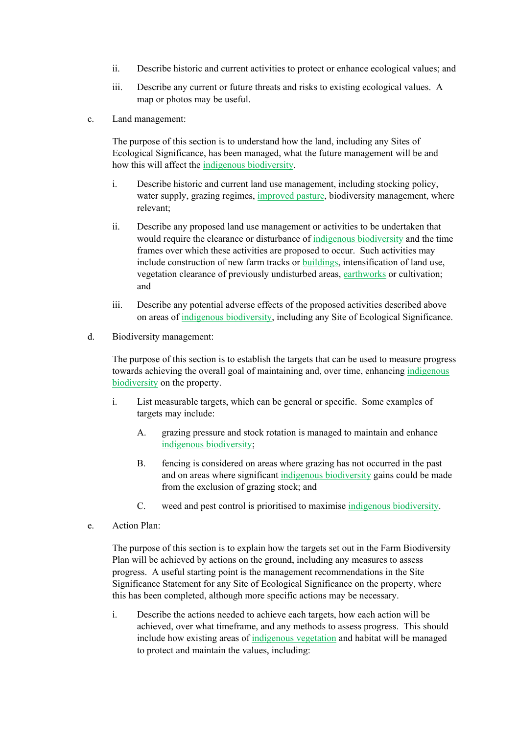ii. Describe historic and current activities to protect or enhance ecological values; and

iii. Describe any current or future threats and risks to existing ecological values. A map or photos may be useful.

c. Land management:

The purpose of this section is to understand how the land, including any Sites of Ecological Significance, has been managed, what the future management will be and how this will affect the indigenous biodiversity.

i. Describe historic and current land use management, including stocking policy, water supply, grazing regimes, improved pasture, biodiversity management, where relevant;

ii. Describe any proposed land use management or activities to be undertaken that would require the clearance or disturbance of indigenous biodiversity and the time frames over which these activities are proposed to occur. Such activities may include construction of new farm tracks or buildings, intensification of land use, vegetation clearance of previously undisturbed areas, earthworks or cultivation; and

iii. Describe any potential adverse effects of the proposed activities described above on areas of indigenous biodiversity, including any Site of Ecological Significance.

d. Biodiversity management:

The purpose of this section is to establish the targets that can be used to measure progress towards achieving the overall goal of maintaining and, over time, enhancing indigenous biodiversity on the property.

i. List measurable targets, which can be general or specific. Some examples of targets may include:

A. grazing pressure and stock rotation is managed to maintain and enhance indigenous biodiversity;

B. fencing is considered on areas where grazing has not occurred in the past and on areas where significant indigenous biodiversity gains could be made from the exclusion of grazing stock; and

C. weed and pest control is prioritised to maximise indigenous biodiversity.

e. Action Plan:

The purpose of this section is to explain how the targets set out in the Farm Biodiversity Plan will be achieved by actions on the ground, including any measures to assess progress. A useful starting point is the management recommendations in the Site Significance Statement for any Site of Ecological Significance on the property, where this has been completed, although more specific actions may be necessary.

i. Describe the actions needed to achieve each targets, how each action will be achieved, over what timeframe, and any methods to assess progress. This should include how existing areas of indigenous vegetation and habitat will be managed to protect and maintain the values, including: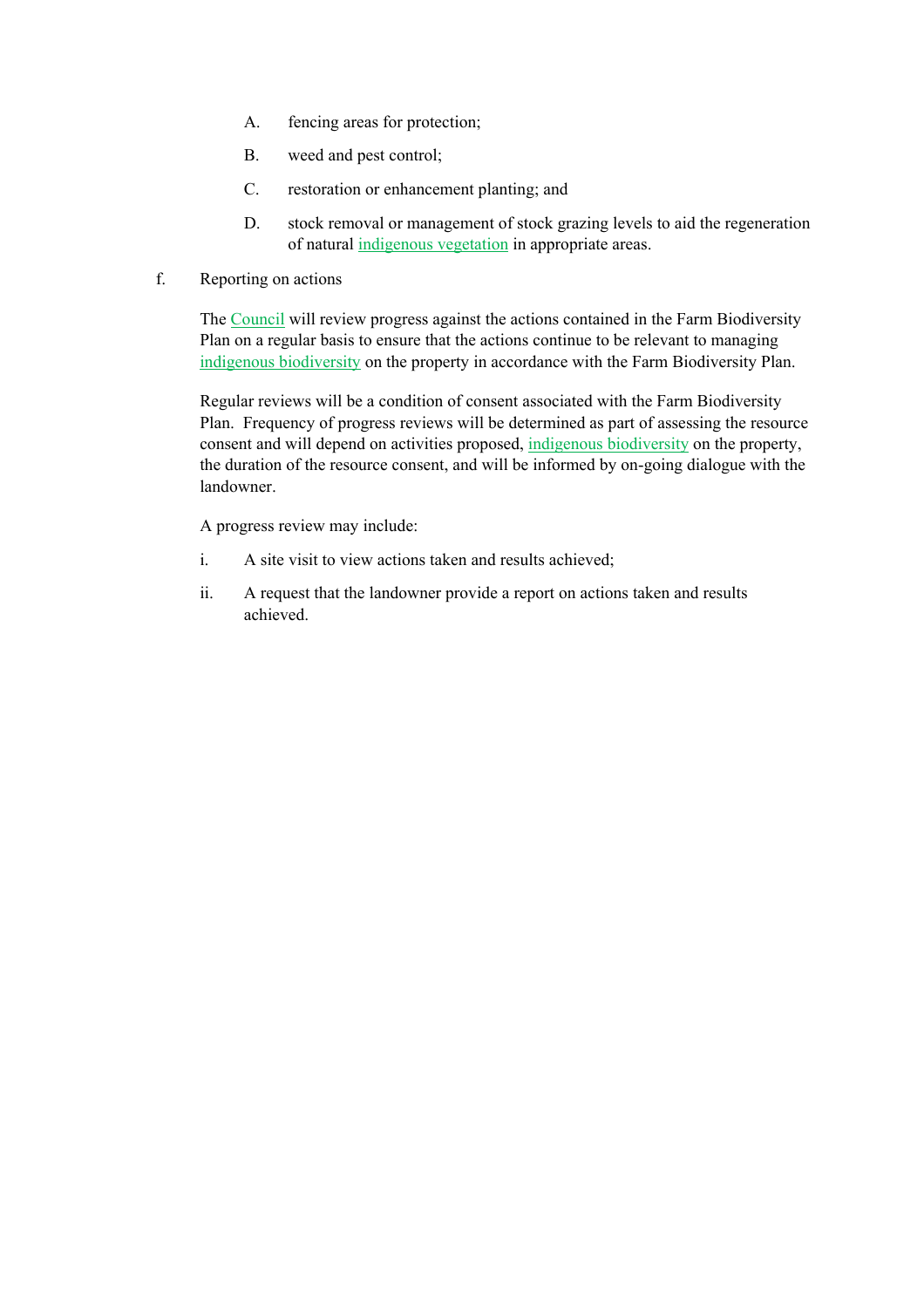A. fencing areas for protection;

B. weed and pest control;

C. restoration or enhancement planting; and

D. stock removal or management of stock grazing levels to aid the regeneration of natural indigenous vegetation in appropriate areas.

f. Reporting on actions

The Council will review progress against the actions contained in the Farm Biodiversity Plan on a regular basis to ensure that the actions continue to be relevant to managing indigenous biodiversity on the property in accordance with the Farm Biodiversity Plan.

Regular reviews will be a condition of consent associated with the Farm Biodiversity Plan. Frequency of progress reviews will be determined as part of assessing the resource consent and will depend on activities proposed, indigenous biodiversity on the property, the duration of the resource consent, and will be informed by on-going dialogue with the landowner.

A progress review may include:

i. A site visit to view actions taken and results achieved;

ii. A request that the landowner provide a report on actions taken and results achieved.